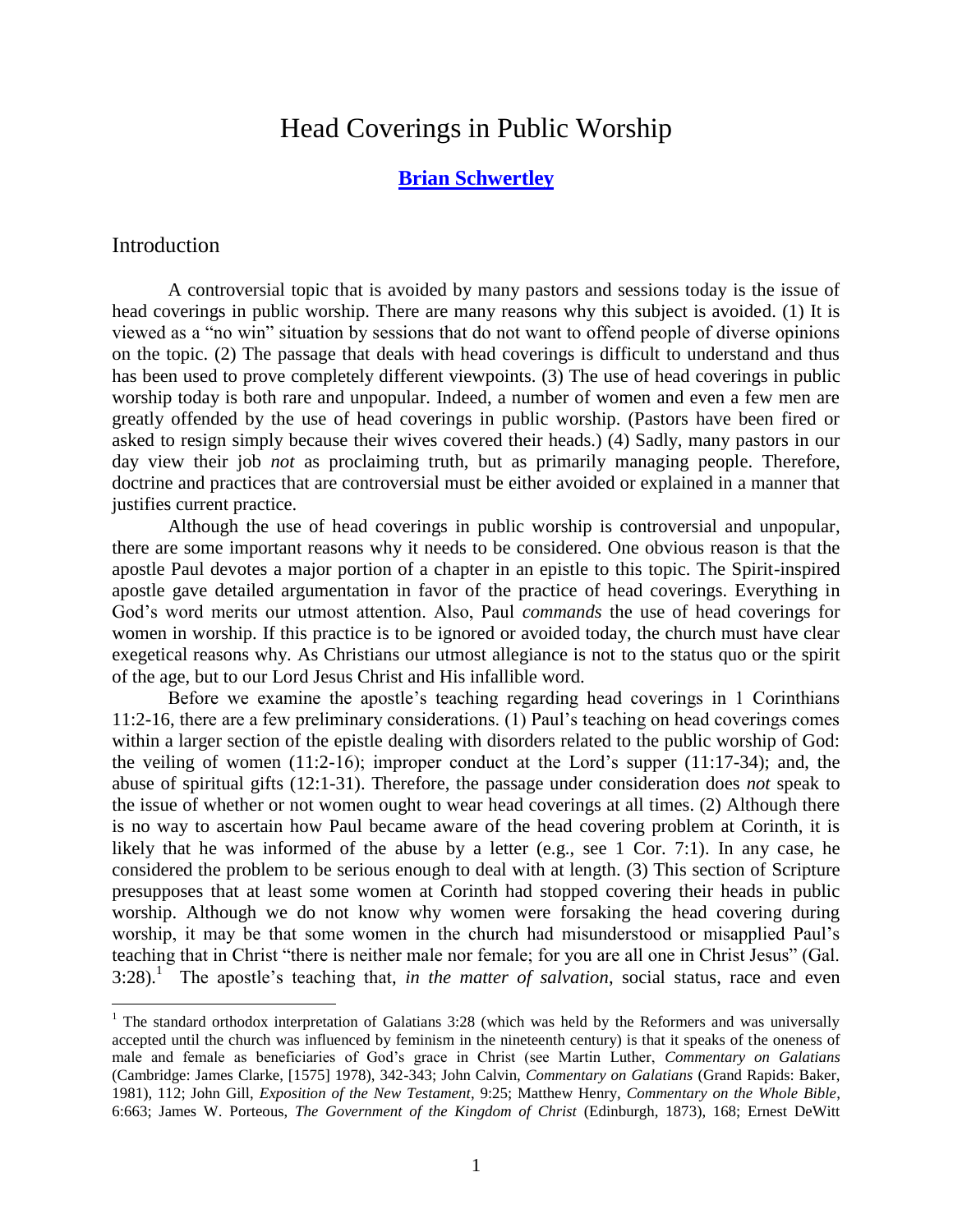# Head Coverings in Public Worship

**Brian Schwertley**

## Introduction

A controversial topic that is avoided by many pastors and sessions today is the issue of head coverings in public worship. There are many reasons why this subject is avoided. (1) It is viewed as a "no win" situation by sessions that do not want to offend people of diverse opinions on the topic. (2) The passage that deals with head coverings is difficult to understand and thus has been used to prove completely different viewpoints. (3) The use of head coverings in public worship today is both rare and unpopular. Indeed, a number of women and even a few men are greatly offended by the use of head coverings in public worship. (Pastors have been fired or asked to resign simply because their wives covered their heads.) (4) Sadly, many pastors in our day view their job *not* as proclaiming truth, but as primarily managing people. Therefore, doctrine and practices that are controversial must be either avoided or explained in a manner that justifies current practice.

Although the use of head coverings in public worship is controversial and unpopular, there are some important reasons why it needs to be considered. One obvious reason is that the apostle Paul devotes a major portion of a chapter in an epistle to this topic. The Spirit-inspired apostle gave detailed argumentation in favor of the practice of head coverings. Everything in God's word merits our utmost attention. Also, Paul *commands* the use of head coverings for women in worship. If this practice is to be ignored or avoided today, the church must have clear exegetical reasons why. As Christians our utmost allegiance is not to the status quo or the spirit of the age, but to our Lord Jesus Christ and His infallible word.

Before we examine the apostle's teaching regarding head coverings in 1 Corinthians 11:2-16, there are a few preliminary considerations. (1) Paul's teaching on head coverings comes within a larger section of the epistle dealing with disorders related to the public worship of God: the veiling of women (11:2-16); improper conduct at the Lord's supper (11:17-34); and, the abuse of spiritual gifts (12:1-31). Therefore, the passage under consideration does *not* speak to the issue of whether or not women ought to wear head coverings at all times. (2) Although there is no way to ascertain how Paul became aware of the head covering problem at Corinth, it is likely that he was informed of the abuse by a letter (e.g., see 1 Cor. 7:1). In any case, he considered the problem to be serious enough to deal with at length. (3) This section of Scripture presupposes that at least some women at Corinth had stopped covering their heads in public worship. Although we do not know why women were forsaking the head covering during worship, it may be that some women in the church had misunderstood or misapplied Paul's teaching that in Christ "there is neither male nor female; for you are all one in Christ Jesus" (Gal. 3:28).[1] The apostle's teaching that, *in the matter of salvation*, social status, race and even

[1] The standard orthodox interpretation of Galatians 3:28 (which was held by the Reformers and was universally accepted until the church was influenced by feminism in the nineteenth century) is that it speaks of the oneness of male and female as beneficiaries of God's grace in Christ (see Martin Luther, *Commentary on Galatians* (Cambridge: James Clarke, [1575] 1978), 342-343; John Calvin, *Commentary on Galatians* (Grand Rapids: Baker, 1981), 112; John Gill, *Exposition of the New Testament*, 9:25; Matthew Henry, *Commentary on the Whole Bible*, 6:663; James W. Porteous, *The Government of the Kingdom of Christ* (Edinburgh, 1873), 168; Ernest DeWitt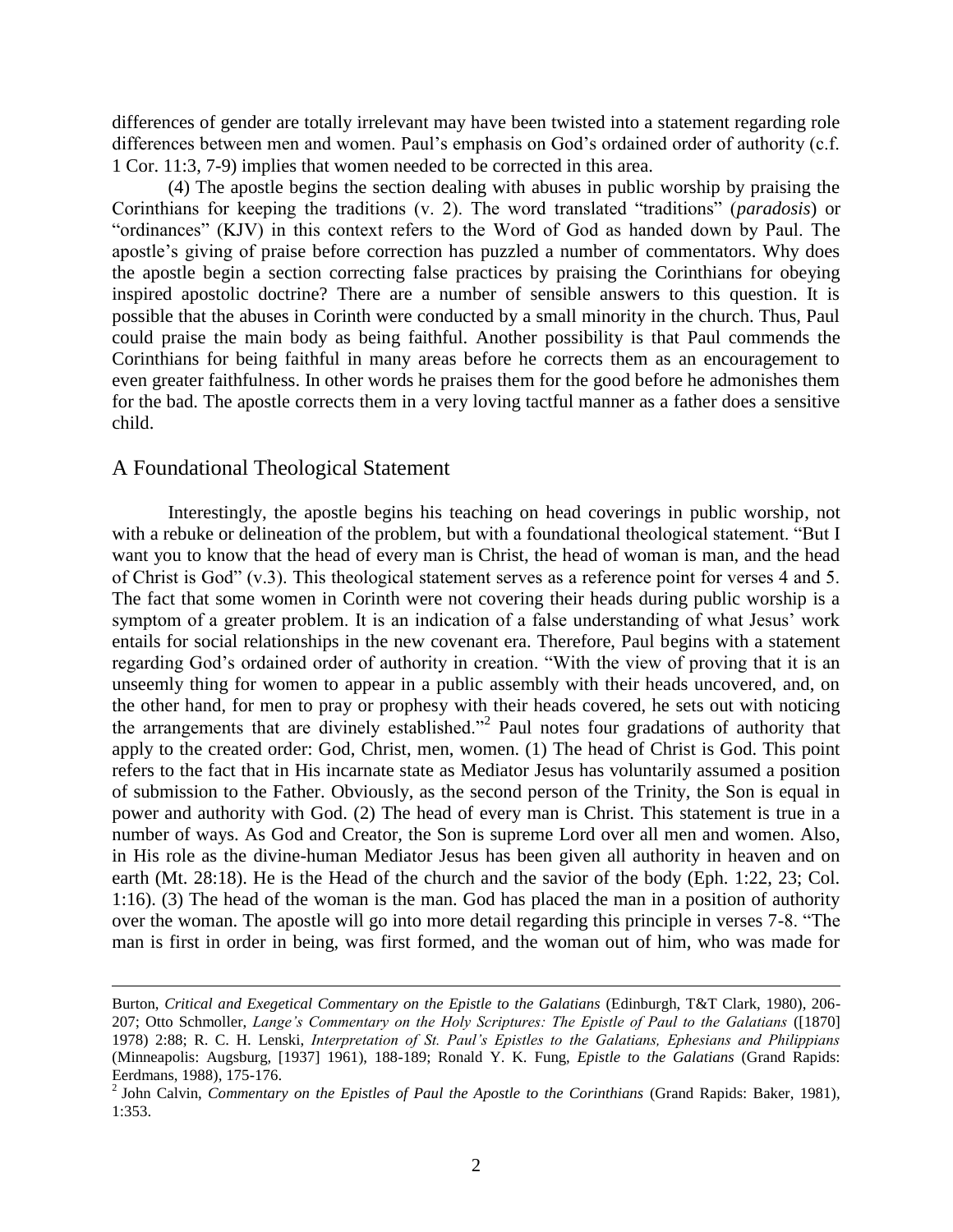differences of gender are totally irrelevant may have been twisted into a statement regarding role differences between men and women. Paul's emphasis on God's ordained order of authority (c.f. 1 Cor. 11:3, 7-9) implies that women needed to be corrected in this area.

(4) The apostle begins the section dealing with abuses in public worship by praising the Corinthians for keeping the traditions (v. 2). The word translated "traditions" (*paradosis*) or "ordinances" (KJV) in this context refers to the Word of God as handed down by Paul. The apostle's giving of praise before correction has puzzled a number of commentators. Why does the apostle begin a section correcting false practices by praising the Corinthians for obeying inspired apostolic doctrine? There are a number of sensible answers to this question. It is possible that the abuses in Corinth were conducted by a small minority in the church. Thus, Paul could praise the main body as being faithful. Another possibility is that Paul commends the Corinthians for being faithful in many areas before he corrects them as an encouragement to even greater faithfulness. In other words he praises them for the good before he admonishes them for the bad. The apostle corrects them in a very loving tactful manner as a father does a sensitive child.

## A Foundational Theological Statement

Interestingly, the apostle begins his teaching on head coverings in public worship, not with a rebuke or delineation of the problem, but with a foundational theological statement. "But I want you to know that the head of every man is Christ, the head of woman is man, and the head of Christ is God" (v.3). This theological statement serves as a reference point for verses 4 and 5. The fact that some women in Corinth were not covering their heads during public worship is a symptom of a greater problem. It is an indication of a false understanding of what Jesus' work entails for social relationships in the new covenant era. Therefore, Paul begins with a statement regarding God's ordained order of authority in creation. "With the view of proving that it is an unseemly thing for women to appear in a public assembly with their heads uncovered, and, on the other hand, for men to pray or prophesy with their heads covered, he sets out with noticing the arrangements that are divinely established."[2] Paul notes four gradations of authority that apply to the created order: God, Christ, men, women. (1) The head of Christ is God. This point refers to the fact that in His incarnate state as Mediator Jesus has voluntarily assumed a position of submission to the Father. Obviously, as the second person of the Trinity, the Son is equal in power and authority with God. (2) The head of every man is Christ. This statement is true in a number of ways. As God and Creator, the Son is supreme Lord over all men and women. Also, in His role as the divine-human Mediator Jesus has been given all authority in heaven and on earth (Mt. 28:18). He is the Head of the church and the savior of the body (Eph. 1:22, 23; Col. 1:16). (3) The head of the woman is the man. God has placed the man in a position of authority over the woman. The apostle will go into more detail regarding this principle in verses 7-8. "The man is first in order in being, was first formed, and the woman out of him, who was made for

---

Burton, *Critical and Exegetical Commentary on the Epistle to the Galatians* (Edinburgh, T&T Clark, 1980), 206-207; Otto Schmoller, *Lange's Commentary on the Holy Scriptures: The Epistle of Paul to the Galatians* ([1870] 1978) 2:88; R. C. H. Lenski, *Interpretation of St. Paul's Epistles to the Galatians, Ephesians and Philippians* (Minneapolis: Augsburg, [1937] 1961), 188-189; Ronald Y. K. Fung, *Epistle to the Galatians* (Grand Rapids: Eerdmans, 1988), 175-176.

[2] John Calvin, *Commentary on the Epistles of Paul the Apostle to the Corinthians* (Grand Rapids: Baker, 1981), 1:353.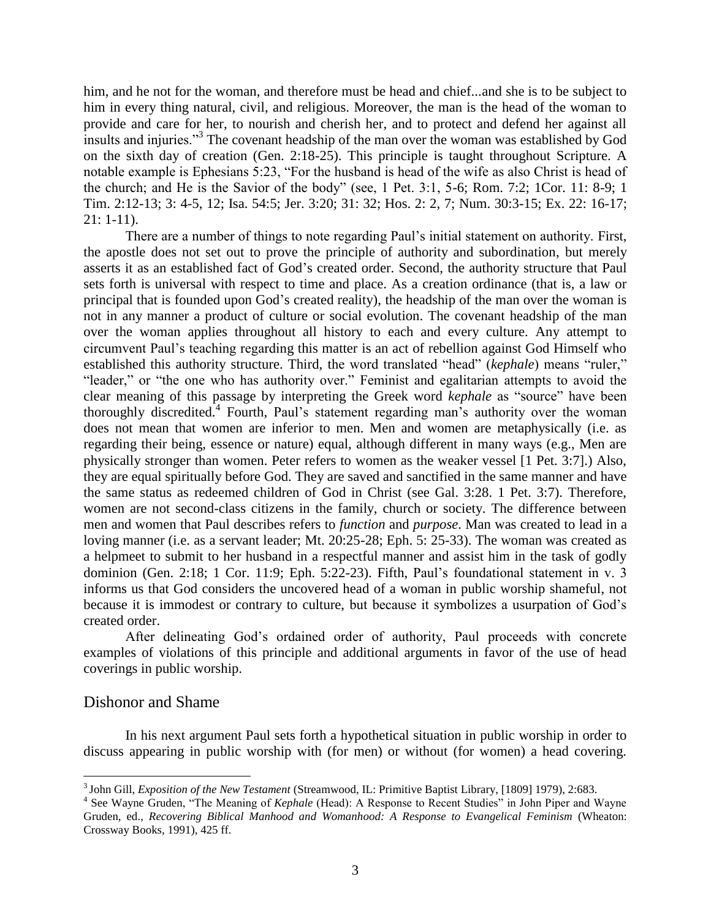him, and he not for the woman, and therefore must be head and chief...and she is to be subject to him in every thing natural, civil, and religious. Moreover, the man is the head of the woman to provide and care for her, to nourish and cherish her, and to protect and defend her against all insults and injuries."[3] The covenant headship of the man over the woman was established by God on the sixth day of creation (Gen. 2:18-25). This principle is taught throughout Scripture. A notable example is Ephesians 5:23, "For the husband is head of the wife as also Christ is head of the church; and He is the Savior of the body" (see, 1 Pet. 3:1, 5-6; Rom. 7:2; 1Cor. 11: 8-9; 1 Tim. 2:12-13; 3: 4-5, 12; Isa. 54:5; Jer. 3:20; 31: 32; Hos. 2: 2, 7; Num. 30:3-15; Ex. 22: 16-17; 21: 1-11).

There are a number of things to note regarding Paul's initial statement on authority. First, the apostle does not set out to prove the principle of authority and subordination, but merely asserts it as an established fact of God's created order. Second, the authority structure that Paul sets forth is universal with respect to time and place. As a creation ordinance (that is, a law or principal that is founded upon God's created reality), the headship of the man over the woman is not in any manner a product of culture or social evolution. The covenant headship of the man over the woman applies throughout all history to each and every culture. Any attempt to circumvent Paul's teaching regarding this matter is an act of rebellion against God Himself who established this authority structure. Third, the word translated "head" (*kephale*) means "ruler," "leader," or "the one who has authority over." Feminist and egalitarian attempts to avoid the clear meaning of this passage by interpreting the Greek word *kephale* as "source" have been thoroughly discredited.[4] Fourth, Paul's statement regarding man's authority over the woman does not mean that women are inferior to men. Men and women are metaphysically (i.e. as regarding their being, essence or nature) equal, although different in many ways (e.g., Men are physically stronger than women. Peter refers to women as the weaker vessel [1 Pet. 3:7].) Also, they are equal spiritually before God. They are saved and sanctified in the same manner and have the same status as redeemed children of God in Christ (see Gal. 3:28. 1 Pet. 3:7). Therefore, women are not second-class citizens in the family, church or society. The difference between men and women that Paul describes refers to *function* and *purpose*. Man was created to lead in a loving manner (i.e. as a servant leader; Mt. 20:25-28; Eph. 5: 25-33). The woman was created as a helpmeet to submit to her husband in a respectful manner and assist him in the task of godly dominion (Gen. 2:18; 1 Cor. 11:9; Eph. 5:22-23). Fifth, Paul's foundational statement in v. 3 informs us that God considers the uncovered head of a woman in public worship shameful, not because it is immodest or contrary to culture, but because it symbolizes a usurpation of God's created order.

After delineating God's ordained order of authority, Paul proceeds with concrete examples of violations of this principle and additional arguments in favor of the use of head coverings in public worship.

## Dishonor and Shame

In his next argument Paul sets forth a hypothetical situation in public worship in order to discuss appearing in public worship with (for men) or without (for women) a head covering.

---

[3] John Gill, *Exposition of the New Testament* (Streamwood, IL: Primitive Baptist Library, [1809] 1979), 2:683.

[4] See Wayne Gruden, "The Meaning of *Kephale* (Head): A Response to Recent Studies" in John Piper and Wayne Gruden, ed., *Recovering Biblical Manhood and Womanhood: A Response to Evangelical Feminism* (Wheaton: Crossway Books, 1991), 425 ff.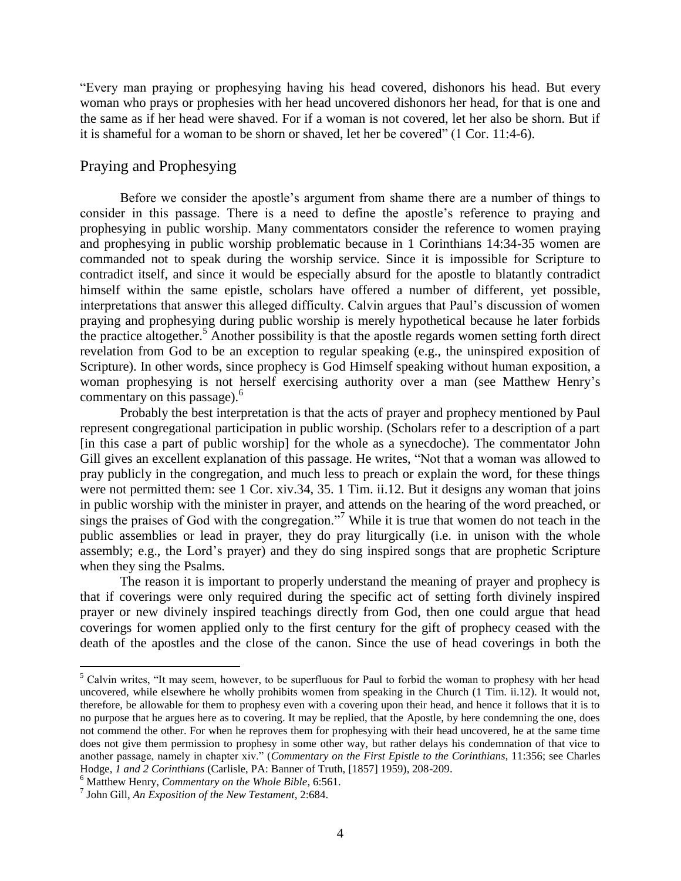"Every man praying or prophesying having his head covered, dishonors his head. But every woman who prays or prophesies with her head uncovered dishonors her head, for that is one and the same as if her head were shaved. For if a woman is not covered, let her also be shorn. But if it is shameful for a woman to be shorn or shaved, let her be covered" (1 Cor. 11:4-6).

## Praying and Prophesying

Before we consider the apostle's argument from shame there are a number of things to consider in this passage. There is a need to define the apostle's reference to praying and prophesying in public worship. Many commentators consider the reference to women praying and prophesying in public worship problematic because in 1 Corinthians 14:34-35 women are commanded not to speak during the worship service. Since it is impossible for Scripture to contradict itself, and since it would be especially absurd for the apostle to blatantly contradict himself within the same epistle, scholars have offered a number of different, yet possible, interpretations that answer this alleged difficulty. Calvin argues that Paul's discussion of women praying and prophesying during public worship is merely hypothetical because he later forbids the practice altogether.[5] Another possibility is that the apostle regards women setting forth direct revelation from God to be an exception to regular speaking (e.g., the uninspired exposition of Scripture). In other words, since prophecy is God Himself speaking without human exposition, a woman prophesying is not herself exercising authority over a man (see Matthew Henry's commentary on this passage).[6]

Probably the best interpretation is that the acts of prayer and prophecy mentioned by Paul represent congregational participation in public worship. (Scholars refer to a description of a part [in this case a part of public worship] for the whole as a synecdoche). The commentator John Gill gives an excellent explanation of this passage. He writes, "Not that a woman was allowed to pray publicly in the congregation, and much less to preach or explain the word, for these things were not permitted them: see 1 Cor. xiv.34, 35. 1 Tim. ii.12. But it designs any woman that joins in public worship with the minister in prayer, and attends on the hearing of the word preached, or sings the praises of God with the congregation."[7] While it is true that women do not teach in the public assemblies or lead in prayer, they do pray liturgically (i.e. in unison with the whole assembly; e.g., the Lord's prayer) and they do sing inspired songs that are prophetic Scripture when they sing the Psalms.

The reason it is important to properly understand the meaning of prayer and prophecy is that if coverings were only required during the specific act of setting forth divinely inspired prayer or new divinely inspired teachings directly from God, then one could argue that head coverings for women applied only to the first century for the gift of prophecy ceased with the death of the apostles and the close of the canon. Since the use of head coverings in both the

---

[5] Calvin writes, "It may seem, however, to be superfluous for Paul to forbid the woman to prophesy with her head uncovered, while elsewhere he wholly prohibits women from speaking in the Church (1 Tim. ii.12). It would not, therefore, be allowable for them to prophesy even with a covering upon their head, and hence it follows that it is to no purpose that he argues here as to covering. It may be replied, that the Apostle, by here condemning the one, does not commend the other. For when he reproves them for prophesying with their head uncovered, he at the same time does not give them permission to prophesy in some other way, but rather delays his condemnation of that vice to another passage, namely in chapter xiv." (*Commentary on the First Epistle to the Corinthians*, 11:356; see Charles Hodge, *1 and 2 Corinthians* (Carlisle, PA: Banner of Truth, [1857] 1959), 208-209.

[6] Matthew Henry, *Commentary on the Whole Bible*, 6:561.

[7] John Gill, *An Exposition of the New Testament*, 2:684.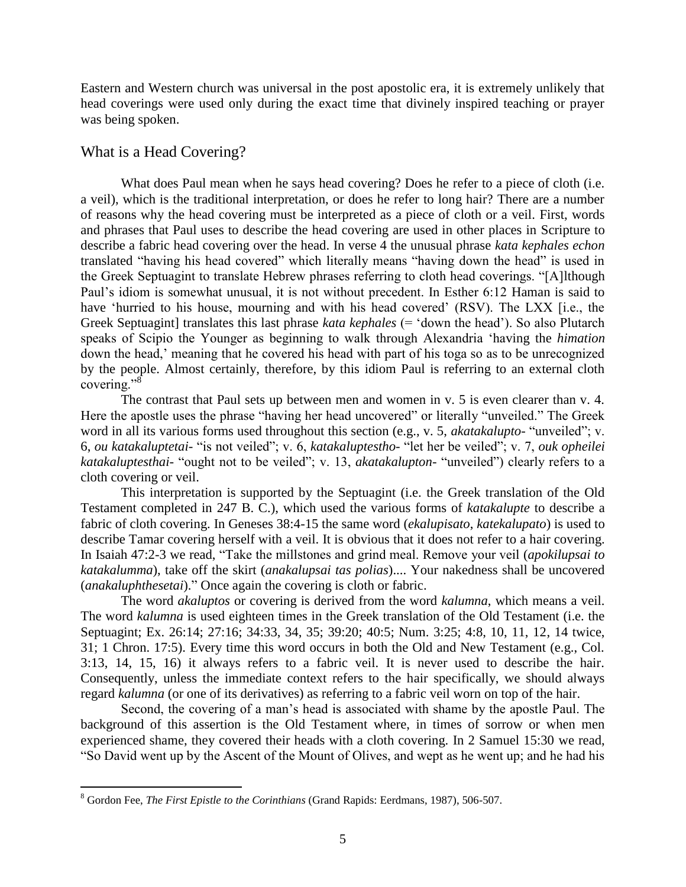Eastern and Western church was universal in the post apostolic era, it is extremely unlikely that head coverings were used only during the exact time that divinely inspired teaching or prayer was being spoken.

## What is a Head Covering?

What does Paul mean when he says head covering? Does he refer to a piece of cloth (i.e. a veil), which is the traditional interpretation, or does he refer to long hair? There are a number of reasons why the head covering must be interpreted as a piece of cloth or a veil. First, words and phrases that Paul uses to describe the head covering are used in other places in Scripture to describe a fabric head covering over the head. In verse 4 the unusual phrase *kata kephales echon* translated "having his head covered" which literally means "having down the head" is used in the Greek Septuagint to translate Hebrew phrases referring to cloth head coverings. "[A]lthough Paul's idiom is somewhat unusual, it is not without precedent. In Esther 6:12 Haman is said to have 'hurried to his house, mourning and with his head covered' (RSV). The LXX [i.e., the Greek Septuagint] translates this last phrase *kata kephales* (= 'down the head'). So also Plutarch speaks of Scipio the Younger as beginning to walk through Alexandria 'having the *himation* down the head,' meaning that he covered his head with part of his toga so as to be unrecognized by the people. Almost certainly, therefore, by this idiom Paul is referring to an external cloth covering."[8]

The contrast that Paul sets up between men and women in v. 5 is even clearer than v. 4. Here the apostle uses the phrase "having her head uncovered" or literally "unveiled." The Greek word in all its various forms used throughout this section (e.g., v. 5, *akatakalupto-* "unveiled"; v. 6, *ou katakaluptetai-* "is not veiled"; v. 6, *katakaluptestho-* "let her be veiled"; v. 7, *ouk opheilei katakaluptesthai-* "ought not to be veiled"; v. 13, *akatakalupton-* "unveiled") clearly refers to a cloth covering or veil.

This interpretation is supported by the Septuagint (i.e. the Greek translation of the Old Testament completed in 247 B. C.), which used the various forms of *katakalupte* to describe a fabric of cloth covering. In Geneses 38:4-15 the same word (*ekalupisato*, *katekalupato*) is used to describe Tamar covering herself with a veil. It is obvious that it does not refer to a hair covering. In Isaiah 47:2-3 we read, "Take the millstones and grind meal. Remove your veil (*apokilupsai to katakalumma*), take off the skirt (*anakalupsai tas polias*).... Your nakedness shall be uncovered (*anakaluphthesetai*)." Once again the covering is cloth or fabric.

The word *akaluptos* or covering is derived from the word *kalumna*, which means a veil. The word *kalumna* is used eighteen times in the Greek translation of the Old Testament (i.e. the Septuagint; Ex. 26:14; 27:16; 34:33, 34, 35; 39:20; 40:5; Num. 3:25; 4:8, 10, 11, 12, 14 twice, 31; 1 Chron. 17:5). Every time this word occurs in both the Old and New Testament (e.g., Col. 3:13, 14, 15, 16) it always refers to a fabric veil. It is never used to describe the hair. Consequently, unless the immediate context refers to the hair specifically, we should always regard *kalumna* (or one of its derivatives) as referring to a fabric veil worn on top of the hair.

Second, the covering of a man's head is associated with shame by the apostle Paul. The background of this assertion is the Old Testament where, in times of sorrow or when men experienced shame, they covered their heads with a cloth covering. In 2 Samuel 15:30 we read, "So David went up by the Ascent of the Mount of Olives, and wept as he went up; and he had his

---

[8] Gordon Fee, *The First Epistle to the Corinthians* (Grand Rapids: Eerdmans, 1987), 506-507.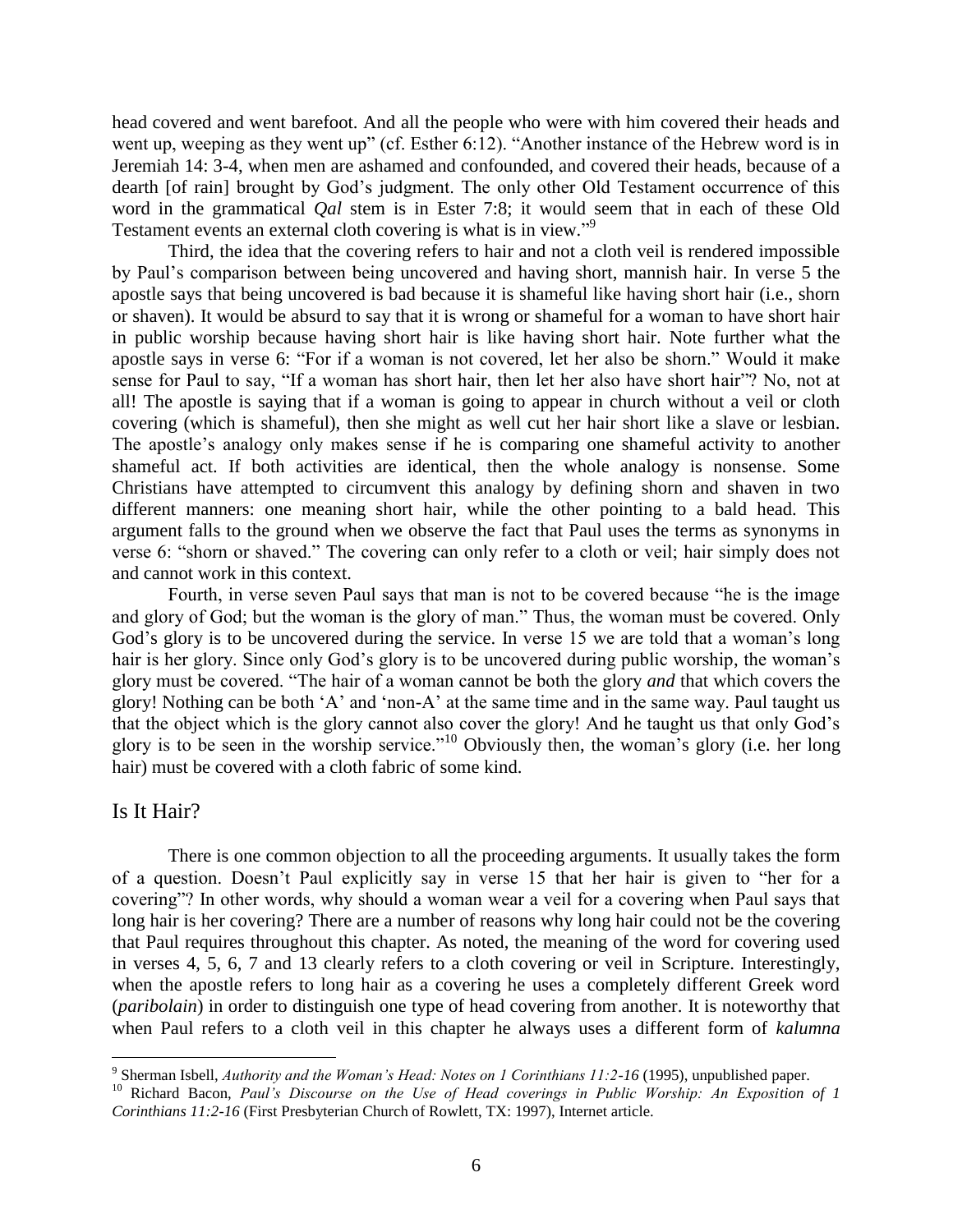head covered and went barefoot. And all the people who were with him covered their heads and went up, weeping as they went up" (cf. Esther 6:12). "Another instance of the Hebrew word is in Jeremiah 14: 3-4, when men are ashamed and confounded, and covered their heads, because of a dearth [of rain] brought by God's judgment. The only other Old Testament occurrence of this word in the grammatical *Qal* stem is in Ester 7:8; it would seem that in each of these Old Testament events an external cloth covering is what is in view."[9]

Third, the idea that the covering refers to hair and not a cloth veil is rendered impossible by Paul's comparison between being uncovered and having short, mannish hair. In verse 5 the apostle says that being uncovered is bad because it is shameful like having short hair (i.e., shorn or shaven). It would be absurd to say that it is wrong or shameful for a woman to have short hair in public worship because having short hair is like having short hair. Note further what the apostle says in verse 6: "For if a woman is not covered, let her also be shorn." Would it make sense for Paul to say, "If a woman has short hair, then let her also have short hair"? No, not at all! The apostle is saying that if a woman is going to appear in church without a veil or cloth covering (which is shameful), then she might as well cut her hair short like a slave or lesbian. The apostle's analogy only makes sense if he is comparing one shameful activity to another shameful act. If both activities are identical, then the whole analogy is nonsense. Some Christians have attempted to circumvent this analogy by defining shorn and shaven in two different manners: one meaning short hair, while the other pointing to a bald head. This argument falls to the ground when we observe the fact that Paul uses the terms as synonyms in verse 6: "shorn or shaved." The covering can only refer to a cloth or veil; hair simply does not and cannot work in this context.

Fourth, in verse seven Paul says that man is not to be covered because "he is the image and glory of God; but the woman is the glory of man." Thus, the woman must be covered. Only God's glory is to be uncovered during the service. In verse 15 we are told that a woman's long hair is her glory. Since only God's glory is to be uncovered during public worship, the woman's glory must be covered. "The hair of a woman cannot be both the glory *and* that which covers the glory! Nothing can be both 'A' and 'non-A' at the same time and in the same way. Paul taught us that the object which is the glory cannot also cover the glory! And he taught us that only God's glory is to be seen in the worship service."[10] Obviously then, the woman's glory (i.e. her long hair) must be covered with a cloth fabric of some kind.

## Is It Hair?

There is one common objection to all the proceeding arguments. It usually takes the form of a question. Doesn't Paul explicitly say in verse 15 that her hair is given to "her for a covering"? In other words, why should a woman wear a veil for a covering when Paul says that long hair is her covering? There are a number of reasons why long hair could not be the covering that Paul requires throughout this chapter. As noted, the meaning of the word for covering used in verses 4, 5, 6, 7 and 13 clearly refers to a cloth covering or veil in Scripture. Interestingly, when the apostle refers to long hair as a covering he uses a completely different Greek word (*paribolain*) in order to distinguish one type of head covering from another. It is noteworthy that when Paul refers to a cloth veil in this chapter he always uses a different form of *kalumna*

---

[9] Sherman Isbell, *Authority and the Woman's Head: Notes on 1 Corinthians 11:2-16* (1995), unpublished paper.

[10] Richard Bacon, *Paul's Discourse on the Use of Head coverings in Public Worship: An Exposition of 1 Corinthians 11:2-16* (First Presbyterian Church of Rowlett, TX: 1997), Internet article.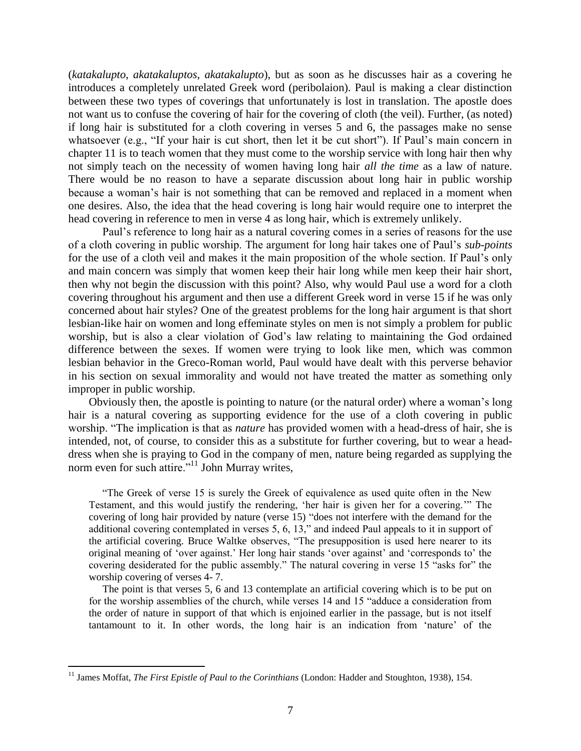(*katakalupto*, *akatakaluptos*, *akatakalupto*), but as soon as he discusses hair as a covering he introduces a completely unrelated Greek word (peribolaion). Paul is making a clear distinction between these two types of coverings that unfortunately is lost in translation. The apostle does not want us to confuse the covering of hair for the covering of cloth (the veil). Further, (as noted) if long hair is substituted for a cloth covering in verses 5 and 6, the passages make no sense whatsoever (e.g., "If your hair is cut short, then let it be cut short"). If Paul's main concern in chapter 11 is to teach women that they must come to the worship service with long hair then why not simply teach on the necessity of women having long hair *all the time* as a law of nature. There would be no reason to have a separate discussion about long hair in public worship because a woman's hair is not something that can be removed and replaced in a moment when one desires. Also, the idea that the head covering is long hair would require one to interpret the head covering in reference to men in verse 4 as long hair, which is extremely unlikely.

Paul's reference to long hair as a natural covering comes in a series of reasons for the use of a cloth covering in public worship. The argument for long hair takes one of Paul's *sub-points* for the use of a cloth veil and makes it the main proposition of the whole section. If Paul's only and main concern was simply that women keep their hair long while men keep their hair short, then why not begin the discussion with this point? Also, why would Paul use a word for a cloth covering throughout his argument and then use a different Greek word in verse 15 if he was only concerned about hair styles? One of the greatest problems for the long hair argument is that short lesbian-like hair on women and long effeminate styles on men is not simply a problem for public worship, but is also a clear violation of God's law relating to maintaining the God ordained difference between the sexes. If women were trying to look like men, which was common lesbian behavior in the Greco-Roman world, Paul would have dealt with this perverse behavior in his section on sexual immorality and would not have treated the matter as something only improper in public worship.

Obviously then, the apostle is pointing to nature (or the natural order) where a woman's long hair is a natural covering as supporting evidence for the use of a cloth covering in public worship. "The implication is that as *nature* has provided women with a head-dress of hair, she is intended, not, of course, to consider this as a substitute for further covering, but to wear a head-dress when she is praying to God in the company of men, nature being regarded as supplying the norm even for such attire."[11] John Murray writes,

> "The Greek of verse 15 is surely the Greek of equivalence as used quite often in the New Testament, and this would justify the rendering, 'her hair is given her for a covering.'" The covering of long hair provided by nature (verse 15) "does not interfere with the demand for the additional covering contemplated in verses 5, 6, 13," and indeed Paul appeals to it in support of the artificial covering. Bruce Waltke observes, "The presupposition is used here nearer to its original meaning of 'over against.' Her long hair stands 'over against' and 'corresponds to' the covering desiderated for the public assembly." The natural covering in verse 15 "asks for" the worship covering of verses 4- 7.
>
> The point is that verses 5, 6 and 13 contemplate an artificial covering which is to be put on for the worship assemblies of the church, while verses 14 and 15 "adduce a consideration from the order of nature in support of that which is enjoined earlier in the passage, but is not itself tantamount to it. In other words, the long hair is an indication from 'nature' of the

[11] James Moffat, *The First Epistle of Paul to the Corinthians* (London: Hadder and Stoughton, 1938), 154.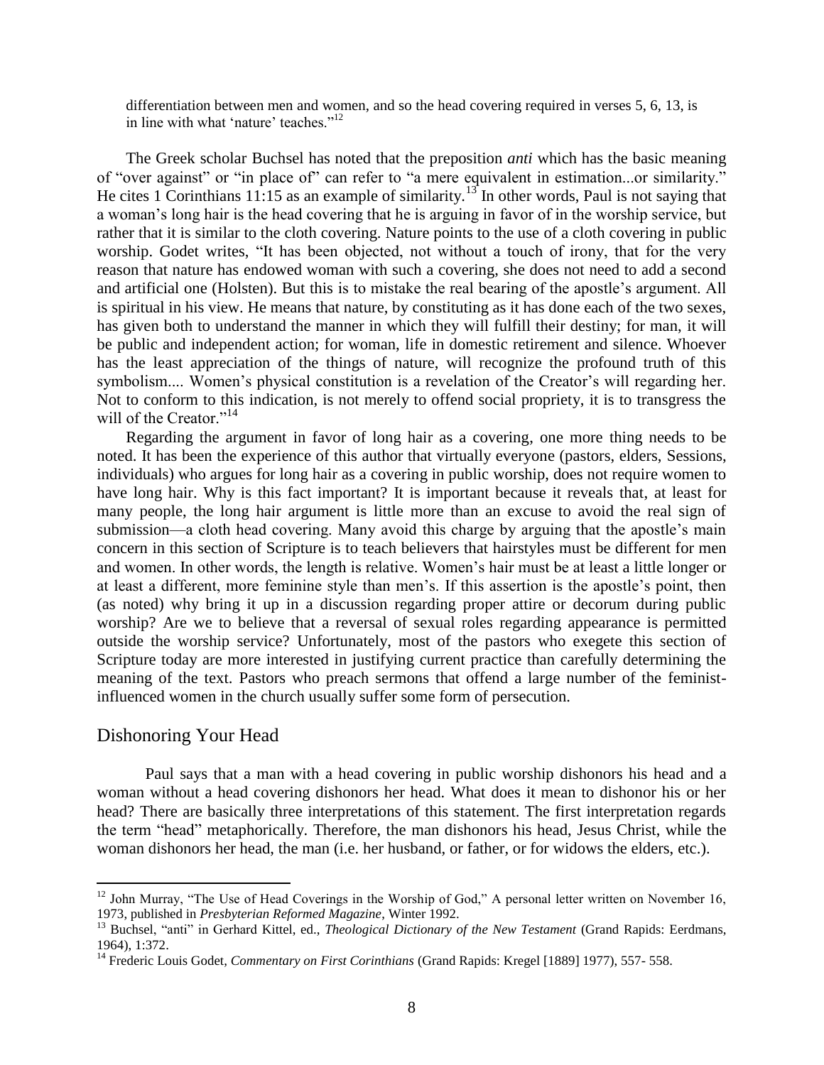differentiation between men and women, and so the head covering required in verses 5, 6, 13, is in line with what 'nature' teaches."[12]

The Greek scholar Buchsel has noted that the preposition *anti* which has the basic meaning of "over against" or "in place of" can refer to "a mere equivalent in estimation...or similarity." He cites 1 Corinthians 11:15 as an example of similarity.[13] In other words, Paul is not saying that a woman's long hair is the head covering that he is arguing in favor of in the worship service, but rather that it is similar to the cloth covering. Nature points to the use of a cloth covering in public worship. Godet writes, "It has been objected, not without a touch of irony, that for the very reason that nature has endowed woman with such a covering, she does not need to add a second and artificial one (Holsten). But this is to mistake the real bearing of the apostle's argument. All is spiritual in his view. He means that nature, by constituting as it has done each of the two sexes, has given both to understand the manner in which they will fulfill their destiny; for man, it will be public and independent action; for woman, life in domestic retirement and silence. Whoever has the least appreciation of the things of nature, will recognize the profound truth of this symbolism.... Women's physical constitution is a revelation of the Creator's will regarding her. Not to conform to this indication, is not merely to offend social propriety, it is to transgress the will of the Creator."[14]

Regarding the argument in favor of long hair as a covering, one more thing needs to be noted. It has been the experience of this author that virtually everyone (pastors, elders, Sessions, individuals) who argues for long hair as a covering in public worship, does not require women to have long hair. Why is this fact important? It is important because it reveals that, at least for many people, the long hair argument is little more than an excuse to avoid the real sign of submission—a cloth head covering. Many avoid this charge by arguing that the apostle's main concern in this section of Scripture is to teach believers that hairstyles must be different for men and women. In other words, the length is relative. Women's hair must be at least a little longer or at least a different, more feminine style than men's. If this assertion is the apostle's point, then (as noted) why bring it up in a discussion regarding proper attire or decorum during public worship? Are we to believe that a reversal of sexual roles regarding appearance is permitted outside the worship service? Unfortunately, most of the pastors who exegete this section of Scripture today are more interested in justifying current practice than carefully determining the meaning of the text. Pastors who preach sermons that offend a large number of the feminist-influenced women in the church usually suffer some form of persecution.

## Dishonoring Your Head

Paul says that a man with a head covering in public worship dishonors his head and a woman without a head covering dishonors her head. What does it mean to dishonor his or her head? There are basically three interpretations of this statement. The first interpretation regards the term "head" metaphorically. Therefore, the man dishonors his head, Jesus Christ, while the woman dishonors her head, the man (i.e. her husband, or father, or for widows the elders, etc.).

---

[12] John Murray, "The Use of Head Coverings in the Worship of God," A personal letter written on November 16, 1973, published in *Presbyterian Reformed Magazine*, Winter 1992.

[13] Buchsel, "anti" in Gerhard Kittel, ed., *Theological Dictionary of the New Testament* (Grand Rapids: Eerdmans, 1964), 1:372.

[14] Frederic Louis Godet, *Commentary on First Corinthians* (Grand Rapids: Kregel [1889] 1977), 557- 558.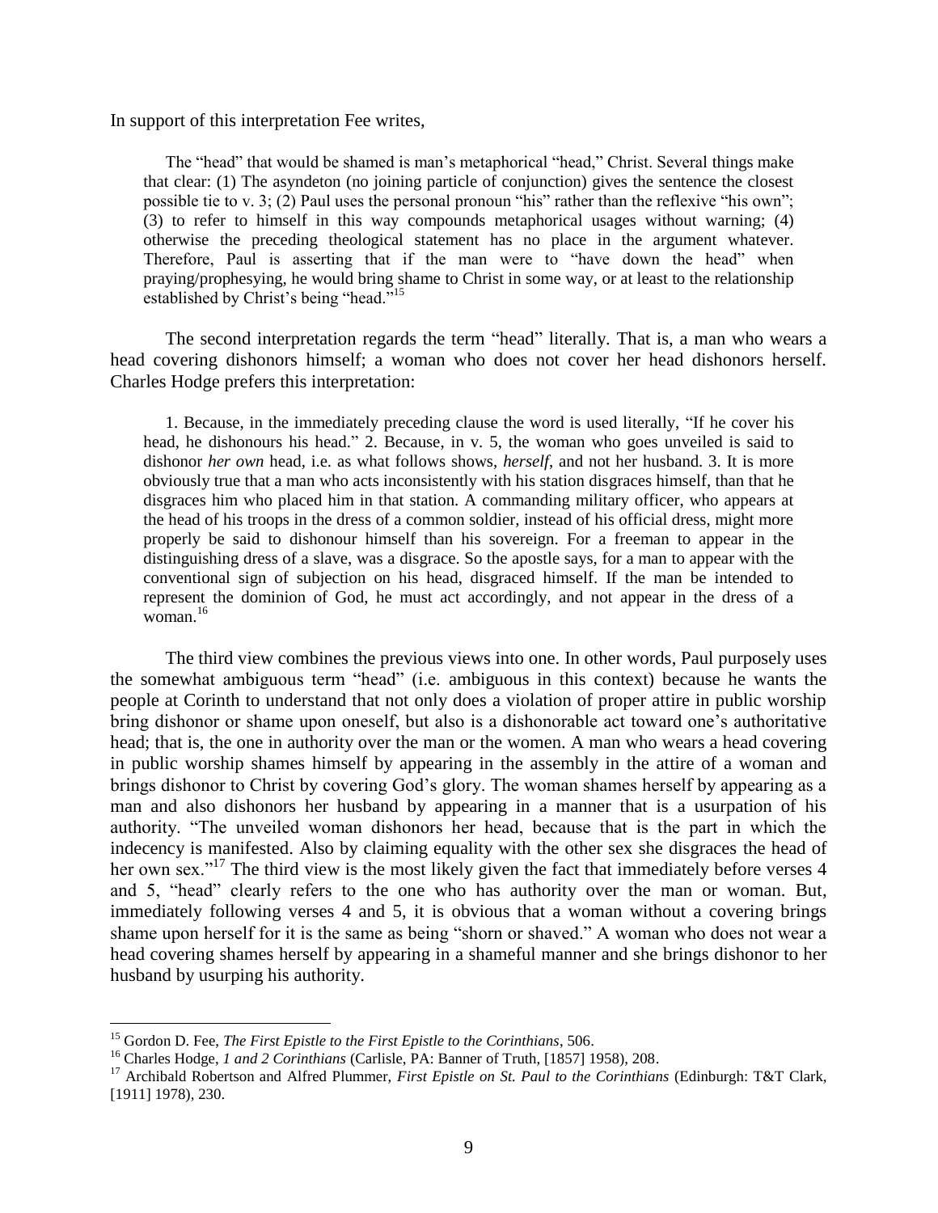In support of this interpretation Fee writes,

> The "head" that would be shamed is man's metaphorical "head," Christ. Several things make that clear: (1) The asyndeton (no joining particle of conjunction) gives the sentence the closest possible tie to v. 3; (2) Paul uses the personal pronoun "his" rather than the reflexive "his own"; (3) to refer to himself in this way compounds metaphorical usages without warning; (4) otherwise the preceding theological statement has no place in the argument whatever. Therefore, Paul is asserting that if the man were to "have down the head" when praying/prophesying, he would bring shame to Christ in some way, or at least to the relationship established by Christ's being "head."[15]

The second interpretation regards the term "head" literally. That is, a man who wears a head covering dishonors himself; a woman who does not cover her head dishonors herself. Charles Hodge prefers this interpretation:

> 1. Because, in the immediately preceding clause the word is used literally, "If he cover his head, he dishonours his head." 2. Because, in v. 5, the woman who goes unveiled is said to dishonor *her own* head, i.e. as what follows shows, *herself*, and not her husband. 3. It is more obviously true that a man who acts inconsistently with his station disgraces himself, than that he disgraces him who placed him in that station. A commanding military officer, who appears at the head of his troops in the dress of a common soldier, instead of his official dress, might more properly be said to dishonour himself than his sovereign. For a freeman to appear in the distinguishing dress of a slave, was a disgrace. So the apostle says, for a man to appear with the conventional sign of subjection on his head, disgraced himself. If the man be intended to represent the dominion of God, he must act accordingly, and not appear in the dress of a woman.[16]

The third view combines the previous views into one. In other words, Paul purposely uses the somewhat ambiguous term "head" (i.e. ambiguous in this context) because he wants the people at Corinth to understand that not only does a violation of proper attire in public worship bring dishonor or shame upon oneself, but also is a dishonorable act toward one's authoritative head; that is, the one in authority over the man or the women. A man who wears a head covering in public worship shames himself by appearing in the assembly in the attire of a woman and brings dishonor to Christ by covering God's glory. The woman shames herself by appearing as a man and also dishonors her husband by appearing in a manner that is a usurpation of his authority. "The unveiled woman dishonors her head, because that is the part in which the indecency is manifested. Also by claiming equality with the other sex she disgraces the head of her own sex."[17] The third view is the most likely given the fact that immediately before verses 4 and 5, "head" clearly refers to the one who has authority over the man or woman. But, immediately following verses 4 and 5, it is obvious that a woman without a covering brings shame upon herself for it is the same as being "shorn or shaved." A woman who does not wear a head covering shames herself by appearing in a shameful manner and she brings dishonor to her husband by usurping his authority.

---

[15] Gordon D. Fee, *The First Epistle to the First Epistle to the Corinthians*, 506.

[16] Charles Hodge, *1 and 2 Corinthians* (Carlisle, PA: Banner of Truth, [1857] 1958), 208.

[17] Archibald Robertson and Alfred Plummer, *First Epistle on St. Paul to the Corinthians* (Edinburgh: T&T Clark, [1911] 1978), 230.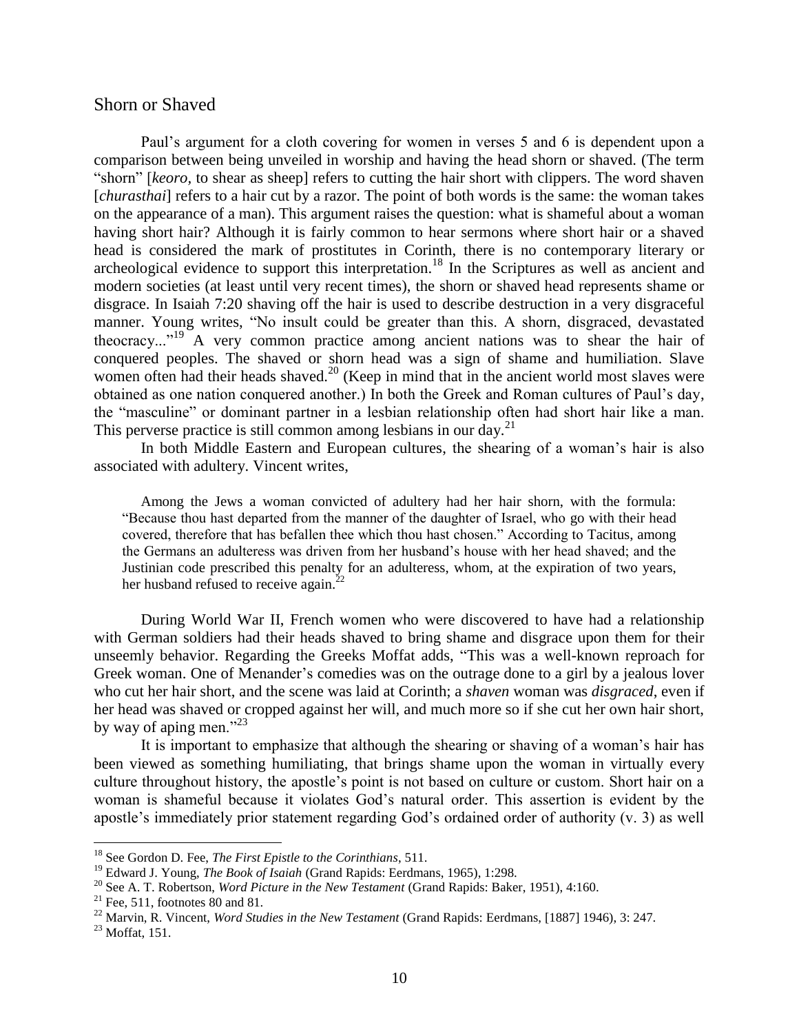## Shorn or Shaved

Paul's argument for a cloth covering for women in verses 5 and 6 is dependent upon a comparison between being unveiled in worship and having the head shorn or shaved. (The term "shorn" [*keoro,* to shear as sheep] refers to cutting the hair short with clippers. The word shaven [*churasthai*] refers to a hair cut by a razor. The point of both words is the same: the woman takes on the appearance of a man). This argument raises the question: what is shameful about a woman having short hair? Although it is fairly common to hear sermons where short hair or a shaved head is considered the mark of prostitutes in Corinth, there is no contemporary literary or archeological evidence to support this interpretation.[18] In the Scriptures as well as ancient and modern societies (at least until very recent times), the shorn or shaved head represents shame or disgrace. In Isaiah 7:20 shaving off the hair is used to describe destruction in a very disgraceful manner. Young writes, "No insult could be greater than this. A shorn, disgraced, devastated theocracy..."[19] A very common practice among ancient nations was to shear the hair of conquered peoples. The shaved or shorn head was a sign of shame and humiliation. Slave women often had their heads shaved.[20] (Keep in mind that in the ancient world most slaves were obtained as one nation conquered another.) In both the Greek and Roman cultures of Paul's day, the "masculine" or dominant partner in a lesbian relationship often had short hair like a man. This perverse practice is still common among lesbians in our day.[21]

In both Middle Eastern and European cultures, the shearing of a woman's hair is also associated with adultery. Vincent writes,

> Among the Jews a woman convicted of adultery had her hair shorn, with the formula: "Because thou hast departed from the manner of the daughter of Israel, who go with their head covered, therefore that has befallen thee which thou hast chosen." According to Tacitus, among the Germans an adulteress was driven from her husband's house with her head shaved; and the Justinian code prescribed this penalty for an adulteress, whom, at the expiration of two years, her husband refused to receive again.[22]

During World War II, French women who were discovered to have had a relationship with German soldiers had their heads shaved to bring shame and disgrace upon them for their unseemly behavior. Regarding the Greeks Moffat adds, "This was a well-known reproach for Greek woman. One of Menander's comedies was on the outrage done to a girl by a jealous lover who cut her hair short, and the scene was laid at Corinth; a *shaven* woman was *disgraced*, even if her head was shaved or cropped against her will, and much more so if she cut her own hair short, by way of aping men."[23]

It is important to emphasize that although the shearing or shaving of a woman's hair has been viewed as something humiliating, that brings shame upon the woman in virtually every culture throughout history, the apostle's point is not based on culture or custom. Short hair on a woman is shameful because it violates God's natural order. This assertion is evident by the apostle's immediately prior statement regarding God's ordained order of authority (v. 3) as well

---

[18] See Gordon D. Fee, *The First Epistle to the Corinthians*, 511.

[19] Edward J. Young, *The Book of Isaiah* (Grand Rapids: Eerdmans, 1965), 1:298.

[20] See A. T. Robertson, *Word Picture in the New Testament* (Grand Rapids: Baker, 1951), 4:160.

[21] Fee, 511, footnotes 80 and 81.

[22] Marvin, R. Vincent, *Word Studies in the New Testament* (Grand Rapids: Eerdmans, [1887] 1946), 3: 247.

[23] Moffat, 151.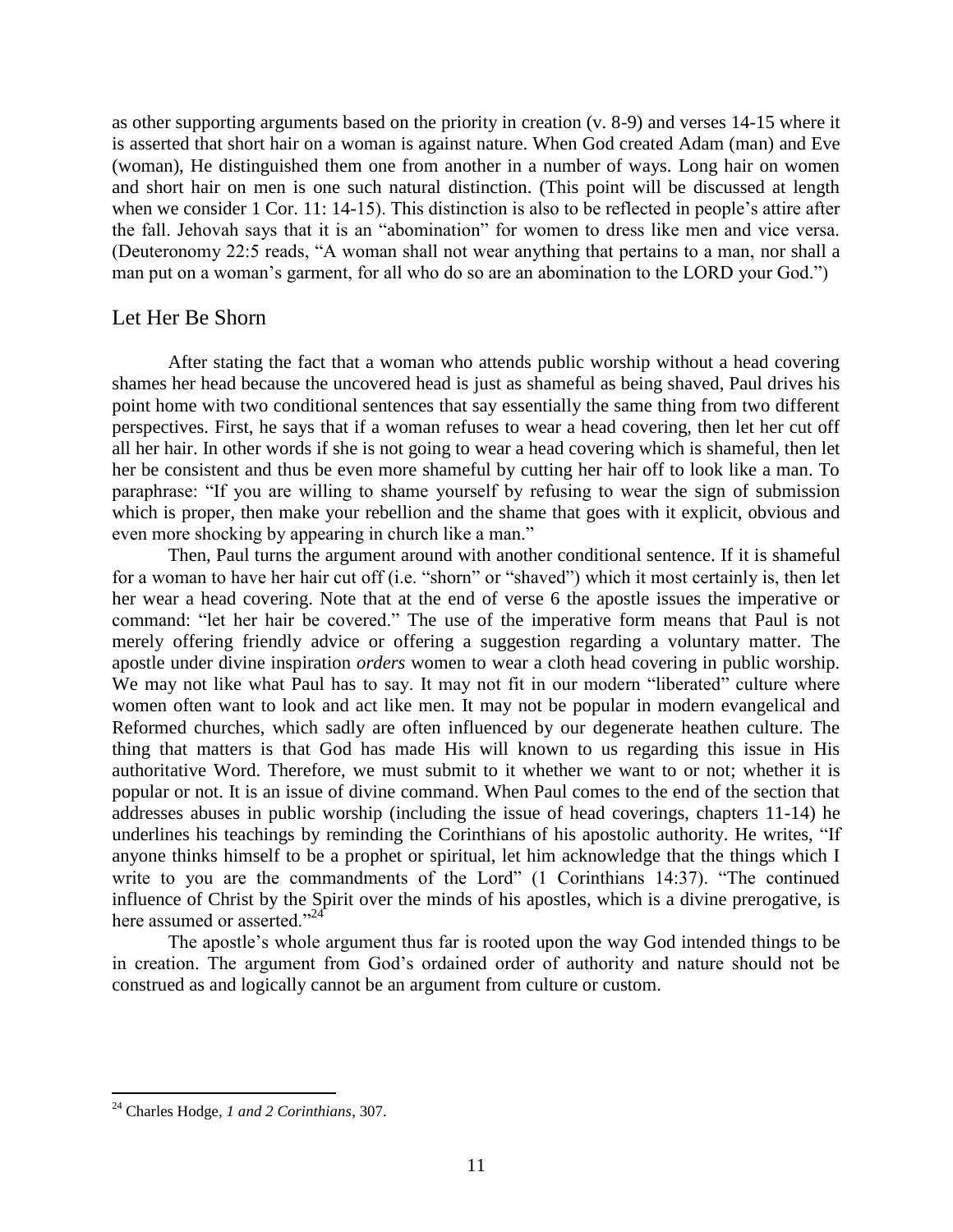as other supporting arguments based on the priority in creation (v. 8-9) and verses 14-15 where it is asserted that short hair on a woman is against nature. When God created Adam (man) and Eve (woman), He distinguished them one from another in a number of ways. Long hair on women and short hair on men is one such natural distinction. (This point will be discussed at length when we consider 1 Cor. 11: 14-15). This distinction is also to be reflected in people's attire after the fall. Jehovah says that it is an "abomination" for women to dress like men and vice versa. (Deuteronomy 22:5 reads, "A woman shall not wear anything that pertains to a man, nor shall a man put on a woman's garment, for all who do so are an abomination to the LORD your God.")

## Let Her Be Shorn

After stating the fact that a woman who attends public worship without a head covering shames her head because the uncovered head is just as shameful as being shaved, Paul drives his point home with two conditional sentences that say essentially the same thing from two different perspectives. First, he says that if a woman refuses to wear a head covering, then let her cut off all her hair. In other words if she is not going to wear a head covering which is shameful, then let her be consistent and thus be even more shameful by cutting her hair off to look like a man. To paraphrase: "If you are willing to shame yourself by refusing to wear the sign of submission which is proper, then make your rebellion and the shame that goes with it explicit, obvious and even more shocking by appearing in church like a man."

Then, Paul turns the argument around with another conditional sentence. If it is shameful for a woman to have her hair cut off (i.e. "shorn" or "shaved") which it most certainly is, then let her wear a head covering. Note that at the end of verse 6 the apostle issues the imperative or command: "let her hair be covered." The use of the imperative form means that Paul is not merely offering friendly advice or offering a suggestion regarding a voluntary matter. The apostle under divine inspiration *orders* women to wear a cloth head covering in public worship. We may not like what Paul has to say. It may not fit in our modern "liberated" culture where women often want to look and act like men. It may not be popular in modern evangelical and Reformed churches, which sadly are often influenced by our degenerate heathen culture. The thing that matters is that God has made His will known to us regarding this issue in His authoritative Word. Therefore, we must submit to it whether we want to or not; whether it is popular or not. It is an issue of divine command. When Paul comes to the end of the section that addresses abuses in public worship (including the issue of head coverings, chapters 11-14) he underlines his teachings by reminding the Corinthians of his apostolic authority. He writes, "If anyone thinks himself to be a prophet or spiritual, let him acknowledge that the things which I write to you are the commandments of the Lord" (1 Corinthians 14:37). "The continued influence of Christ by the Spirit over the minds of his apostles, which is a divine prerogative, is here assumed or asserted."[24]

The apostle's whole argument thus far is rooted upon the way God intended things to be in creation. The argument from God's ordained order of authority and nature should not be construed as and logically cannot be an argument from culture or custom.

---

[24] Charles Hodge, *1 and 2 Corinthians*, 307.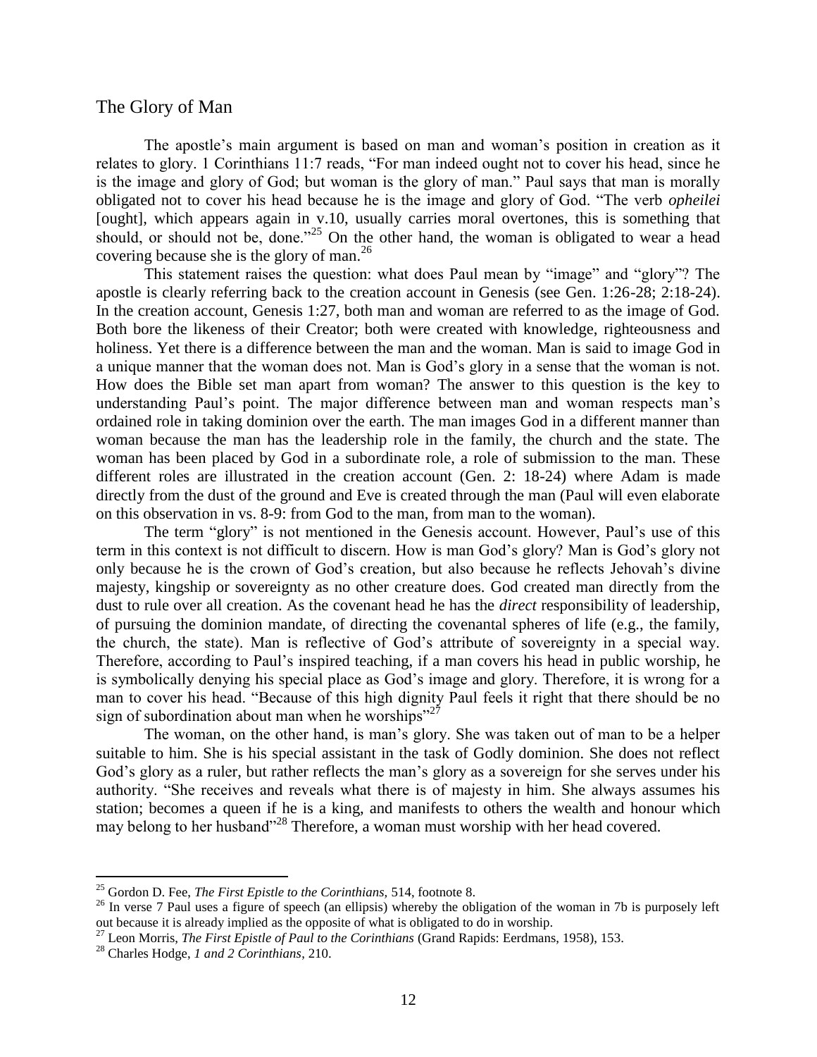## The Glory of Man

The apostle's main argument is based on man and woman's position in creation as it relates to glory. 1 Corinthians 11:7 reads, "For man indeed ought not to cover his head, since he is the image and glory of God; but woman is the glory of man." Paul says that man is morally obligated not to cover his head because he is the image and glory of God. "The verb *opheilei* [ought], which appears again in v.10, usually carries moral overtones, this is something that should, or should not be, done."[25] On the other hand, the woman is obligated to wear a head covering because she is the glory of man.[26]

This statement raises the question: what does Paul mean by "image" and "glory"? The apostle is clearly referring back to the creation account in Genesis (see Gen. 1:26-28; 2:18-24). In the creation account, Genesis 1:27, both man and woman are referred to as the image of God. Both bore the likeness of their Creator; both were created with knowledge, righteousness and holiness. Yet there is a difference between the man and the woman. Man is said to image God in a unique manner that the woman does not. Man is God's glory in a sense that the woman is not. How does the Bible set man apart from woman? The answer to this question is the key to understanding Paul's point. The major difference between man and woman respects man's ordained role in taking dominion over the earth. The man images God in a different manner than woman because the man has the leadership role in the family, the church and the state. The woman has been placed by God in a subordinate role, a role of submission to the man. These different roles are illustrated in the creation account (Gen. 2: 18-24) where Adam is made directly from the dust of the ground and Eve is created through the man (Paul will even elaborate on this observation in vs. 8-9: from God to the man, from man to the woman).

The term "glory" is not mentioned in the Genesis account. However, Paul's use of this term in this context is not difficult to discern. How is man God's glory? Man is God's glory not only because he is the crown of God's creation, but also because he reflects Jehovah's divine majesty, kingship or sovereignty as no other creature does. God created man directly from the dust to rule over all creation. As the covenant head he has the *direct* responsibility of leadership, of pursuing the dominion mandate, of directing the covenantal spheres of life (e.g., the family, the church, the state). Man is reflective of God's attribute of sovereignty in a special way. Therefore, according to Paul's inspired teaching, if a man covers his head in public worship, he is symbolically denying his special place as God's image and glory. Therefore, it is wrong for a man to cover his head. "Because of this high dignity Paul feels it right that there should be no sign of subordination about man when he worships"[27]

The woman, on the other hand, is man's glory. She was taken out of man to be a helper suitable to him. She is his special assistant in the task of Godly dominion. She does not reflect God's glory as a ruler, but rather reflects the man's glory as a sovereign for she serves under his authority. "She receives and reveals what there is of majesty in him. She always assumes his station; becomes a queen if he is a king, and manifests to others the wealth and honour which may belong to her husband"[28] Therefore, a woman must worship with her head covered.

---

[25] Gordon D. Fee, *The First Epistle to the Corinthians,* 514, footnote 8.

[26] In verse 7 Paul uses a figure of speech (an ellipsis) whereby the obligation of the woman in 7b is purposely left out because it is already implied as the opposite of what is obligated to do in worship.

[27] Leon Morris, *The First Epistle of Paul to the Corinthians* (Grand Rapids: Eerdmans, 1958), 153.

[28] Charles Hodge, *1 and 2 Corinthians*, 210.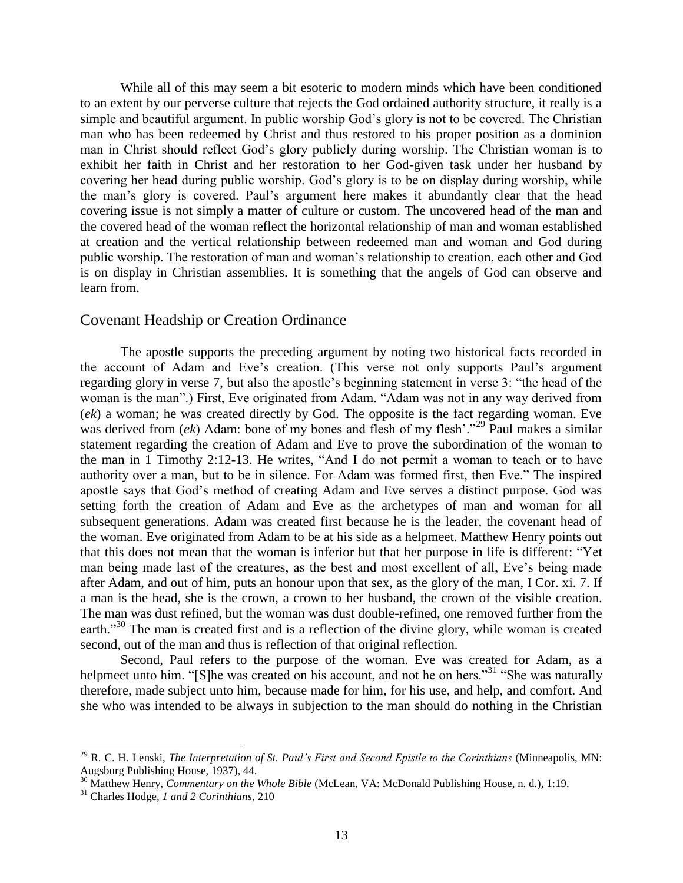While all of this may seem a bit esoteric to modern minds which have been conditioned to an extent by our perverse culture that rejects the God ordained authority structure, it really is a simple and beautiful argument. In public worship God's glory is not to be covered. The Christian man who has been redeemed by Christ and thus restored to his proper position as a dominion man in Christ should reflect God's glory publicly during worship. The Christian woman is to exhibit her faith in Christ and her restoration to her God-given task under her husband by covering her head during public worship. God's glory is to be on display during worship, while the man's glory is covered. Paul's argument here makes it abundantly clear that the head covering issue is not simply a matter of culture or custom. The uncovered head of the man and the covered head of the woman reflect the horizontal relationship of man and woman established at creation and the vertical relationship between redeemed man and woman and God during public worship. The restoration of man and woman's relationship to creation, each other and God is on display in Christian assemblies. It is something that the angels of God can observe and learn from.

## Covenant Headship or Creation Ordinance

The apostle supports the preceding argument by noting two historical facts recorded in the account of Adam and Eve's creation. (This verse not only supports Paul's argument regarding glory in verse 7, but also the apostle's beginning statement in verse 3: "the head of the woman is the man".) First, Eve originated from Adam. "Adam was not in any way derived from (*ek*) a woman; he was created directly by God. The opposite is the fact regarding woman. Eve was derived from (*ek*) Adam: bone of my bones and flesh of my flesh'."[29] Paul makes a similar statement regarding the creation of Adam and Eve to prove the subordination of the woman to the man in 1 Timothy 2:12-13. He writes, "And I do not permit a woman to teach or to have authority over a man, but to be in silence. For Adam was formed first, then Eve." The inspired apostle says that God's method of creating Adam and Eve serves a distinct purpose. God was setting forth the creation of Adam and Eve as the archetypes of man and woman for all subsequent generations. Adam was created first because he is the leader, the covenant head of the woman. Eve originated from Adam to be at his side as a helpmeet. Matthew Henry points out that this does not mean that the woman is inferior but that her purpose in life is different: "Yet man being made last of the creatures, as the best and most excellent of all, Eve's being made after Adam, and out of him, puts an honour upon that sex, as the glory of the man, I Cor. xi. 7. If a man is the head, she is the crown, a crown to her husband, the crown of the visible creation. The man was dust refined, but the woman was dust double-refined, one removed further from the earth."[30] The man is created first and is a reflection of the divine glory, while woman is created second, out of the man and thus is reflection of that original reflection.

Second, Paul refers to the purpose of the woman. Eve was created for Adam, as a helpmeet unto him. "[S]he was created on his account, and not he on hers."[31] "She was naturally therefore, made subject unto him, because made for him, for his use, and help, and comfort. And she who was intended to be always in subjection to the man should do nothing in the Christian

---

[29] R. C. H. Lenski, *The Interpretation of St. Paul's First and Second Epistle to the Corinthians* (Minneapolis, MN: Augsburg Publishing House, 1937), 44.

[30] Matthew Henry, *Commentary on the Whole Bible* (McLean, VA: McDonald Publishing House, n. d.), 1:19.

[31] Charles Hodge, *1 and 2 Corinthians*, 210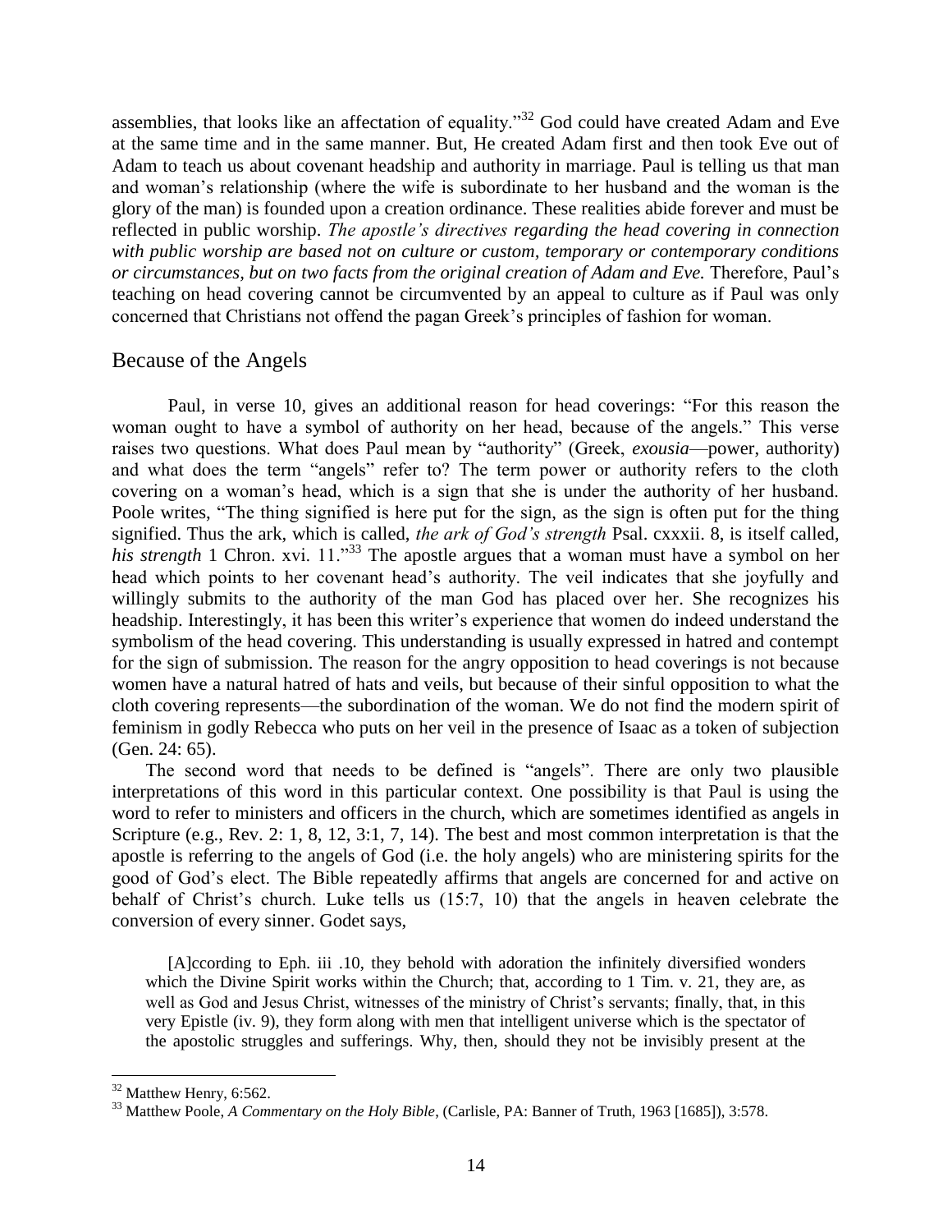assemblies, that looks like an affectation of equality."[32] God could have created Adam and Eve at the same time and in the same manner. But, He created Adam first and then took Eve out of Adam to teach us about covenant headship and authority in marriage. Paul is telling us that man and woman's relationship (where the wife is subordinate to her husband and the woman is the glory of the man) is founded upon a creation ordinance. These realities abide forever and must be reflected in public worship. *The apostle's directives regarding the head covering in connection with public worship are based not on culture or custom, temporary or contemporary conditions or circumstances, but on two facts from the original creation of Adam and Eve.* Therefore, Paul's teaching on head covering cannot be circumvented by an appeal to culture as if Paul was only concerned that Christians not offend the pagan Greek's principles of fashion for woman.

## Because of the Angels

Paul, in verse 10, gives an additional reason for head coverings: "For this reason the woman ought to have a symbol of authority on her head, because of the angels." This verse raises two questions. What does Paul mean by "authority" (Greek, *exousia*—power, authority) and what does the term "angels" refer to? The term power or authority refers to the cloth covering on a woman's head, which is a sign that she is under the authority of her husband. Poole writes, "The thing signified is here put for the sign, as the sign is often put for the thing signified. Thus the ark, which is called, *the ark of God's strength* Psal. cxxxii. 8, is itself called, *his strength* 1 Chron. xvi. 11."[33] The apostle argues that a woman must have a symbol on her head which points to her covenant head's authority. The veil indicates that she joyfully and willingly submits to the authority of the man God has placed over her. She recognizes his headship. Interestingly, it has been this writer's experience that women do indeed understand the symbolism of the head covering. This understanding is usually expressed in hatred and contempt for the sign of submission. The reason for the angry opposition to head coverings is not because women have a natural hatred of hats and veils, but because of their sinful opposition to what the cloth covering represents—the subordination of the woman. We do not find the modern spirit of feminism in godly Rebecca who puts on her veil in the presence of Isaac as a token of subjection (Gen. 24: 65).

The second word that needs to be defined is "angels". There are only two plausible interpretations of this word in this particular context. One possibility is that Paul is using the word to refer to ministers and officers in the church, which are sometimes identified as angels in Scripture (e.g., Rev. 2: 1, 8, 12, 3:1, 7, 14). The best and most common interpretation is that the apostle is referring to the angels of God (i.e. the holy angels) who are ministering spirits for the good of God's elect. The Bible repeatedly affirms that angels are concerned for and active on behalf of Christ's church. Luke tells us (15:7, 10) that the angels in heaven celebrate the conversion of every sinner. Godet says,

> [A]ccording to Eph. iii .10, they behold with adoration the infinitely diversified wonders which the Divine Spirit works within the Church; that, according to 1 Tim. v. 21, they are, as well as God and Jesus Christ, witnesses of the ministry of Christ's servants; finally, that, in this very Epistle (iv. 9), they form along with men that intelligent universe which is the spectator of the apostolic struggles and sufferings. Why, then, should they not be invisibly present at the

---

[32] Matthew Henry, 6:562.

[33] Matthew Poole, *A Commentary on the Holy Bible*, (Carlisle, PA: Banner of Truth, 1963 [1685]), 3:578.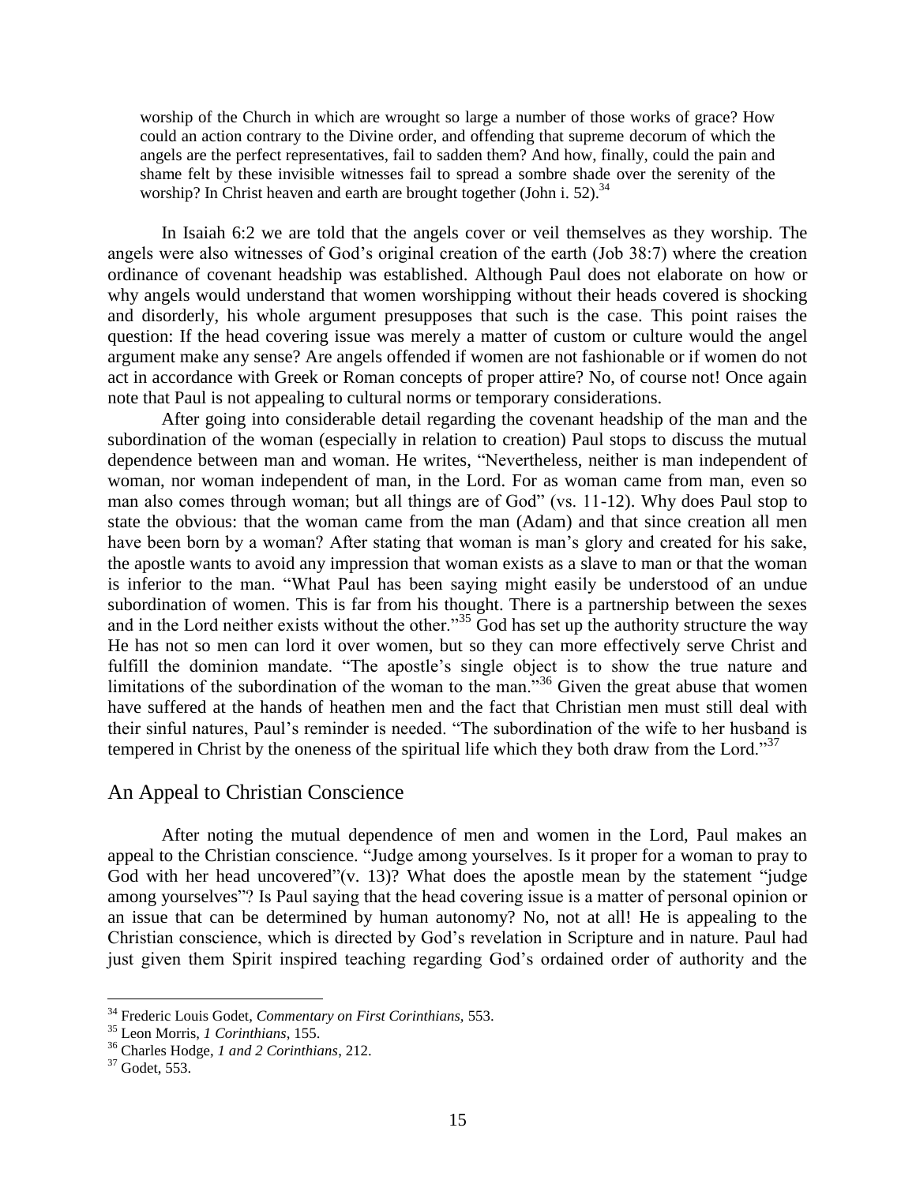> worship of the Church in which are wrought so large a number of those works of grace? How could an action contrary to the Divine order, and offending that supreme decorum of which the angels are the perfect representatives, fail to sadden them? And how, finally, could the pain and shame felt by these invisible witnesses fail to spread a sombre shade over the serenity of the worship? In Christ heaven and earth are brought together (John i. 52).[34]

In Isaiah 6:2 we are told that the angels cover or veil themselves as they worship. The angels were also witnesses of God's original creation of the earth (Job 38:7) where the creation ordinance of covenant headship was established. Although Paul does not elaborate on how or why angels would understand that women worshipping without their heads covered is shocking and disorderly, his whole argument presupposes that such is the case. This point raises the question: If the head covering issue was merely a matter of custom or culture would the angel argument make any sense? Are angels offended if women are not fashionable or if women do not act in accordance with Greek or Roman concepts of proper attire? No, of course not! Once again note that Paul is not appealing to cultural norms or temporary considerations.

After going into considerable detail regarding the covenant headship of the man and the subordination of the woman (especially in relation to creation) Paul stops to discuss the mutual dependence between man and woman. He writes, "Nevertheless, neither is man independent of woman, nor woman independent of man, in the Lord. For as woman came from man, even so man also comes through woman; but all things are of God" (vs. 11-12). Why does Paul stop to state the obvious: that the woman came from the man (Adam) and that since creation all men have been born by a woman? After stating that woman is man's glory and created for his sake, the apostle wants to avoid any impression that woman exists as a slave to man or that the woman is inferior to the man. "What Paul has been saying might easily be understood of an undue subordination of women. This is far from his thought. There is a partnership between the sexes and in the Lord neither exists without the other."[35] God has set up the authority structure the way He has not so men can lord it over women, but so they can more effectively serve Christ and fulfill the dominion mandate. "The apostle's single object is to show the true nature and limitations of the subordination of the woman to the man."[36] Given the great abuse that women have suffered at the hands of heathen men and the fact that Christian men must still deal with their sinful natures, Paul's reminder is needed. "The subordination of the wife to her husband is tempered in Christ by the oneness of the spiritual life which they both draw from the Lord."[37]

## An Appeal to Christian Conscience

After noting the mutual dependence of men and women in the Lord, Paul makes an appeal to the Christian conscience. "Judge among yourselves. Is it proper for a woman to pray to God with her head uncovered"(v. 13)? What does the apostle mean by the statement "judge among yourselves"? Is Paul saying that the head covering issue is a matter of personal opinion or an issue that can be determined by human autonomy? No, not at all! He is appealing to the Christian conscience, which is directed by God's revelation in Scripture and in nature. Paul had just given them Spirit inspired teaching regarding God's ordained order of authority and the

---

[34] Frederic Louis Godet, *Commentary on First Corinthians*, 553.

[35] Leon Morris, *1 Corinthians*, 155.

[36] Charles Hodge, *1 and 2 Corinthians*, 212.

[37] Godet, 553.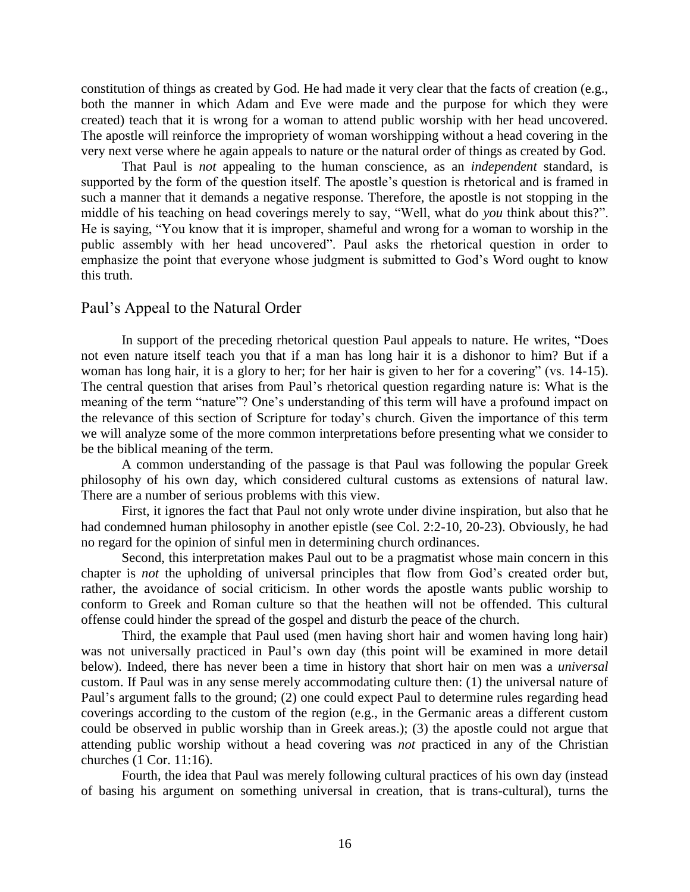constitution of things as created by God. He had made it very clear that the facts of creation (e.g., both the manner in which Adam and Eve were made and the purpose for which they were created) teach that it is wrong for a woman to attend public worship with her head uncovered. The apostle will reinforce the impropriety of woman worshipping without a head covering in the very next verse where he again appeals to nature or the natural order of things as created by God.

That Paul is *not* appealing to the human conscience, as an *independent* standard, is supported by the form of the question itself. The apostle's question is rhetorical and is framed in such a manner that it demands a negative response. Therefore, the apostle is not stopping in the middle of his teaching on head coverings merely to say, "Well, what do *you* think about this?". He is saying, "You know that it is improper, shameful and wrong for a woman to worship in the public assembly with her head uncovered". Paul asks the rhetorical question in order to emphasize the point that everyone whose judgment is submitted to God's Word ought to know this truth.

## Paul's Appeal to the Natural Order

In support of the preceding rhetorical question Paul appeals to nature. He writes, "Does not even nature itself teach you that if a man has long hair it is a dishonor to him? But if a woman has long hair, it is a glory to her; for her hair is given to her for a covering" (vs. 14-15). The central question that arises from Paul's rhetorical question regarding nature is: What is the meaning of the term "nature"? One's understanding of this term will have a profound impact on the relevance of this section of Scripture for today's church. Given the importance of this term we will analyze some of the more common interpretations before presenting what we consider to be the biblical meaning of the term.

A common understanding of the passage is that Paul was following the popular Greek philosophy of his own day, which considered cultural customs as extensions of natural law. There are a number of serious problems with this view.

First, it ignores the fact that Paul not only wrote under divine inspiration, but also that he had condemned human philosophy in another epistle (see Col. 2:2-10, 20-23). Obviously, he had no regard for the opinion of sinful men in determining church ordinances.

Second, this interpretation makes Paul out to be a pragmatist whose main concern in this chapter is *not* the upholding of universal principles that flow from God's created order but, rather, the avoidance of social criticism. In other words the apostle wants public worship to conform to Greek and Roman culture so that the heathen will not be offended. This cultural offense could hinder the spread of the gospel and disturb the peace of the church.

Third, the example that Paul used (men having short hair and women having long hair) was not universally practiced in Paul's own day (this point will be examined in more detail below). Indeed, there has never been a time in history that short hair on men was a *universal* custom. If Paul was in any sense merely accommodating culture then: (1) the universal nature of Paul's argument falls to the ground; (2) one could expect Paul to determine rules regarding head coverings according to the custom of the region (e.g., in the Germanic areas a different custom could be observed in public worship than in Greek areas.); (3) the apostle could not argue that attending public worship without a head covering was *not* practiced in any of the Christian churches (1 Cor. 11:16).

Fourth, the idea that Paul was merely following cultural practices of his own day (instead of basing his argument on something universal in creation, that is trans-cultural), turns the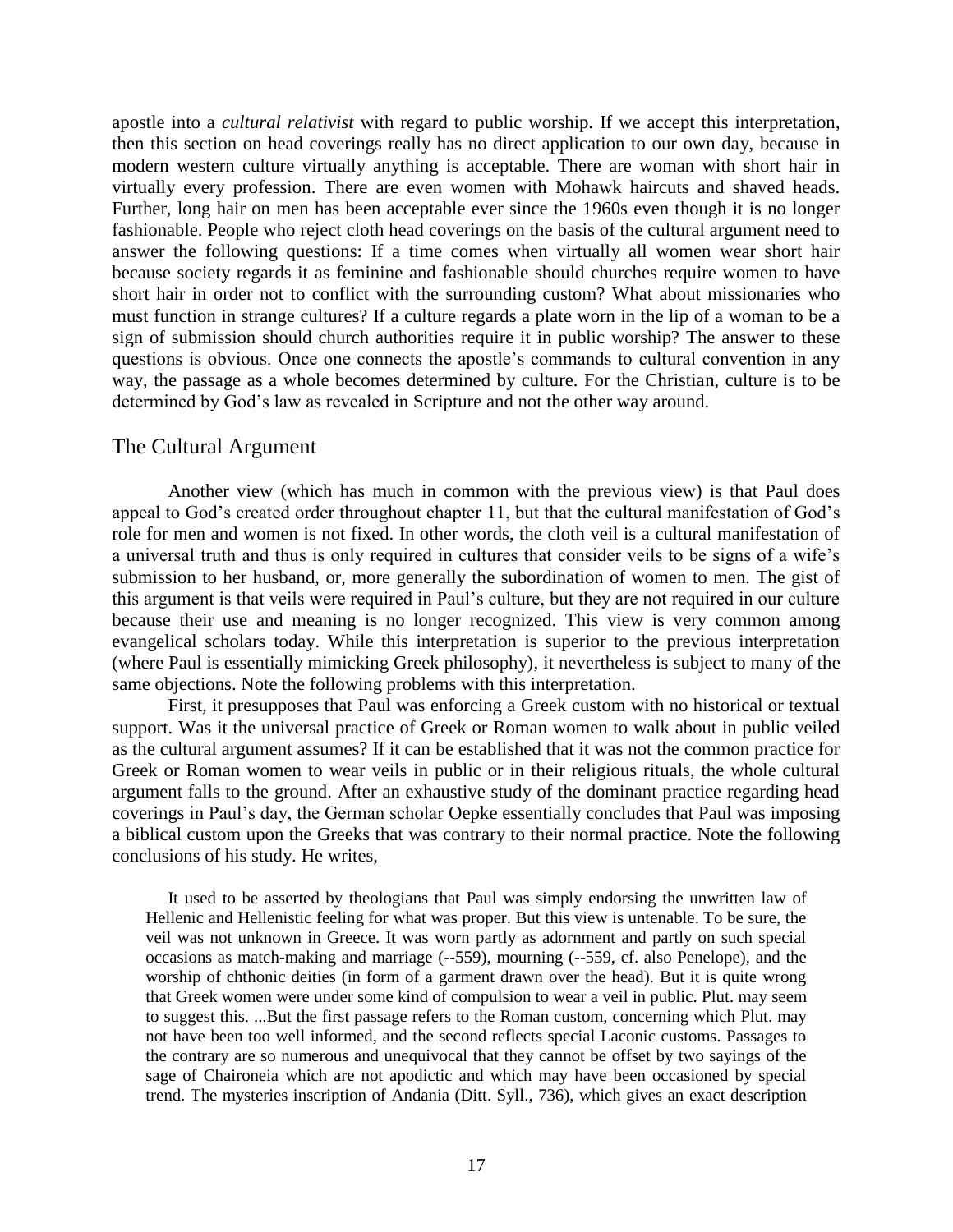apostle into a *cultural relativist* with regard to public worship. If we accept this interpretation, then this section on head coverings really has no direct application to our own day, because in modern western culture virtually anything is acceptable. There are woman with short hair in virtually every profession. There are even women with Mohawk haircuts and shaved heads. Further, long hair on men has been acceptable ever since the 1960s even though it is no longer fashionable. People who reject cloth head coverings on the basis of the cultural argument need to answer the following questions: If a time comes when virtually all women wear short hair because society regards it as feminine and fashionable should churches require women to have short hair in order not to conflict with the surrounding custom? What about missionaries who must function in strange cultures? If a culture regards a plate worn in the lip of a woman to be a sign of submission should church authorities require it in public worship? The answer to these questions is obvious. Once one connects the apostle's commands to cultural convention in any way, the passage as a whole becomes determined by culture. For the Christian, culture is to be determined by God's law as revealed in Scripture and not the other way around.

## The Cultural Argument

Another view (which has much in common with the previous view) is that Paul does appeal to God's created order throughout chapter 11, but that the cultural manifestation of God's role for men and women is not fixed. In other words, the cloth veil is a cultural manifestation of a universal truth and thus is only required in cultures that consider veils to be signs of a wife's submission to her husband, or, more generally the subordination of women to men. The gist of this argument is that veils were required in Paul's culture, but they are not required in our culture because their use and meaning is no longer recognized. This view is very common among evangelical scholars today. While this interpretation is superior to the previous interpretation (where Paul is essentially mimicking Greek philosophy), it nevertheless is subject to many of the same objections. Note the following problems with this interpretation.

First, it presupposes that Paul was enforcing a Greek custom with no historical or textual support. Was it the universal practice of Greek or Roman women to walk about in public veiled as the cultural argument assumes? If it can be established that it was not the common practice for Greek or Roman women to wear veils in public or in their religious rituals, the whole cultural argument falls to the ground. After an exhaustive study of the dominant practice regarding head coverings in Paul's day, the German scholar Oepke essentially concludes that Paul was imposing a biblical custom upon the Greeks that was contrary to their normal practice. Note the following conclusions of his study. He writes,

> It used to be asserted by theologians that Paul was simply endorsing the unwritten law of Hellenic and Hellenistic feeling for what was proper. But this view is untenable. To be sure, the veil was not unknown in Greece. It was worn partly as adornment and partly on such special occasions as match-making and marriage (--559), mourning (--559, cf. also Penelope), and the worship of chthonic deities (in form of a garment drawn over the head). But it is quite wrong that Greek women were under some kind of compulsion to wear a veil in public. Plut. may seem to suggest this. ...But the first passage refers to the Roman custom, concerning which Plut. may not have been too well informed, and the second reflects special Laconic customs. Passages to the contrary are so numerous and unequivocal that they cannot be offset by two sayings of the sage of Chaironeia which are not apodictic and which may have been occasioned by special trend. The mysteries inscription of Andania (Ditt. Syll., 736), which gives an exact description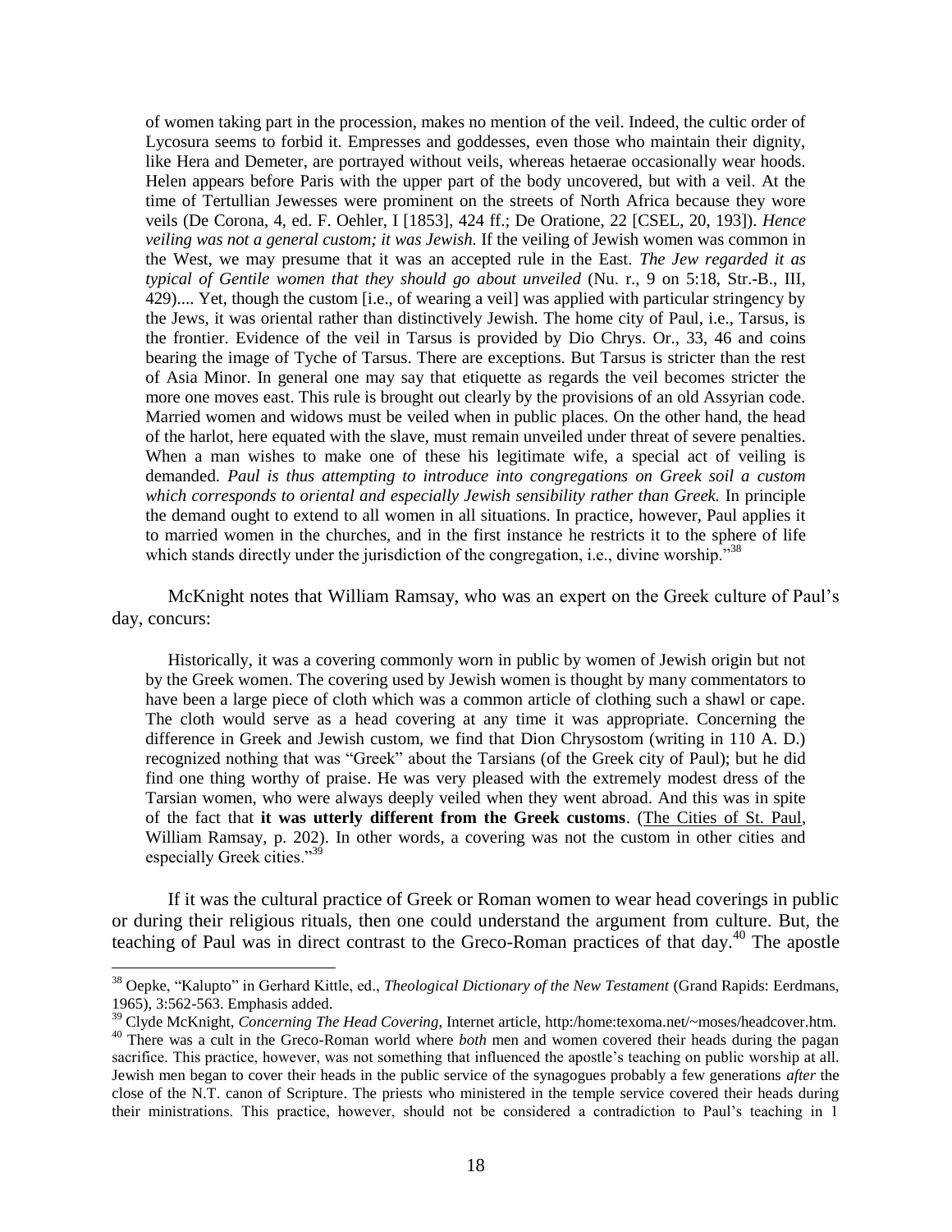> of women taking part in the procession, makes no mention of the veil. Indeed, the cultic order of Lycosura seems to forbid it. Empresses and goddesses, even those who maintain their dignity, like Hera and Demeter, are portrayed without veils, whereas hetaerae occasionally wear hoods. Helen appears before Paris with the upper part of the body uncovered, but with a veil. At the time of Tertullian Jewesses were prominent on the streets of North Africa because they wore veils (De Corona, 4, ed. F. Oehler, I [1853], 424 ff.; De Oratione, 22 [CSEL, 20, 193]). *Hence veiling was not a general custom; it was Jewish.* If the veiling of Jewish women was common in the West, we may presume that it was an accepted rule in the East. *The Jew regarded it as typical of Gentile women that they should go about unveiled* (Nu. r., 9 on 5:18, Str.-B., III, 429).... Yet, though the custom [i.e., of wearing a veil] was applied with particular stringency by the Jews, it was oriental rather than distinctively Jewish. The home city of Paul, i.e., Tarsus, is the frontier. Evidence of the veil in Tarsus is provided by Dio Chrys. Or., 33, 46 and coins bearing the image of Tyche of Tarsus. There are exceptions. But Tarsus is stricter than the rest of Asia Minor. In general one may say that etiquette as regards the veil becomes stricter the more one moves east. This rule is brought out clearly by the provisions of an old Assyrian code. Married women and widows must be veiled when in public places. On the other hand, the head of the harlot, here equated with the slave, must remain unveiled under threat of severe penalties. When a man wishes to make one of these his legitimate wife, a special act of veiling is demanded. *Paul is thus attempting to introduce into congregations on Greek soil a custom which corresponds to oriental and especially Jewish sensibility rather than Greek.* In principle the demand ought to extend to all women in all situations. In practice, however, Paul applies it to married women in the churches, and in the first instance he restricts it to the sphere of life which stands directly under the jurisdiction of the congregation, i.e., divine worship."[38]

McKnight notes that William Ramsay, who was an expert on the Greek culture of Paul's day, concurs:

> Historically, it was a covering commonly worn in public by women of Jewish origin but not by the Greek women. The covering used by Jewish women is thought by many commentators to have been a large piece of cloth which was a common article of clothing such a shawl or cape. The cloth would serve as a head covering at any time it was appropriate. Concerning the difference in Greek and Jewish custom, we find that Dion Chrysostom (writing in 110 A. D.) recognized nothing that was "Greek" about the Tarsians (of the Greek city of Paul); but he did find one thing worthy of praise. He was very pleased with the extremely modest dress of the Tarsian women, who were always deeply veiled when they went abroad. And this was in spite of the fact that **it was utterly different from the Greek customs**. (The Cities of St. Paul, William Ramsay, p. 202). In other words, a covering was not the custom in other cities and especially Greek cities."[39]

If it was the cultural practice of Greek or Roman women to wear head coverings in public or during their religious rituals, then one could understand the argument from culture. But, the teaching of Paul was in direct contrast to the Greco-Roman practices of that day.[40] The apostle

---

[38] Oepke, "Kalupto" in Gerhard Kittle, ed., *Theological Dictionary of the New Testament* (Grand Rapids: Eerdmans, 1965), 3:562-563. Emphasis added.

[39] Clyde McKnight, *Concerning The Head Covering*, Internet article, http:/home:texoma.net/~moses/headcover.htm.

[40] There was a cult in the Greco-Roman world where *both* men and women covered their heads during the pagan sacrifice. This practice, however, was not something that influenced the apostle's teaching on public worship at all. Jewish men began to cover their heads in the public service of the synagogues probably a few generations *after* the close of the N.T. canon of Scripture. The priests who ministered in the temple service covered their heads during their ministrations. This practice, however, should not be considered a contradiction to Paul's teaching in 1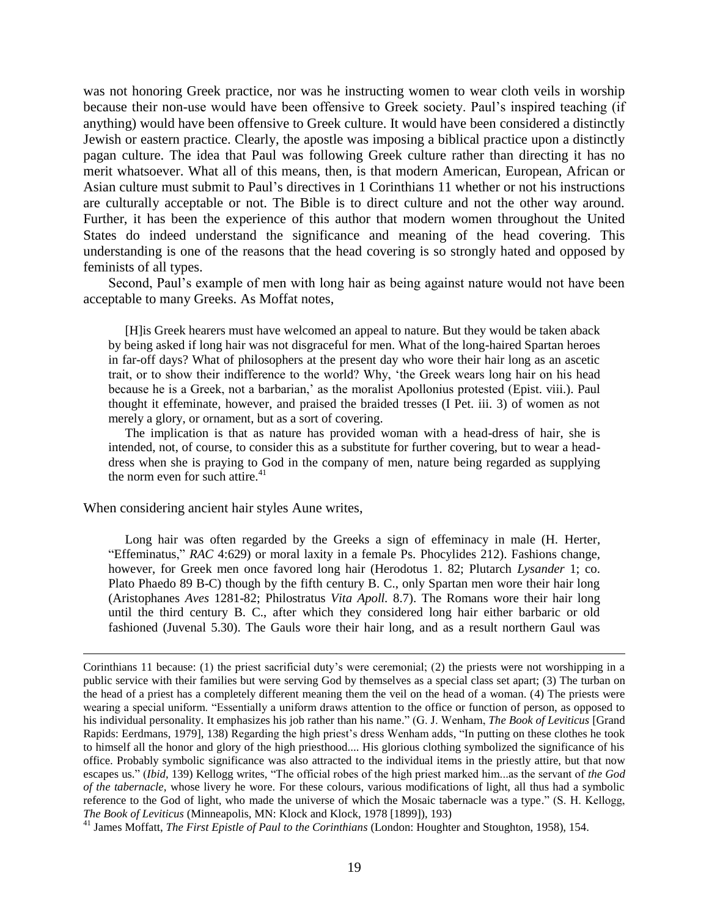was not honoring Greek practice, nor was he instructing women to wear cloth veils in worship because their non-use would have been offensive to Greek society. Paul's inspired teaching (if anything) would have been offensive to Greek culture. It would have been considered a distinctly Jewish or eastern practice. Clearly, the apostle was imposing a biblical practice upon a distinctly pagan culture. The idea that Paul was following Greek culture rather than directing it has no merit whatsoever. What all of this means, then, is that modern American, European, African or Asian culture must submit to Paul's directives in 1 Corinthians 11 whether or not his instructions are culturally acceptable or not. The Bible is to direct culture and not the other way around. Further, it has been the experience of this author that modern women throughout the United States do indeed understand the significance and meaning of the head covering. This understanding is one of the reasons that the head covering is so strongly hated and opposed by feminists of all types.

Second, Paul's example of men with long hair as being against nature would not have been acceptable to many Greeks. As Moffat notes,

> [H]is Greek hearers must have welcomed an appeal to nature. But they would be taken aback by being asked if long hair was not disgraceful for men. What of the long-haired Spartan heroes in far-off days? What of philosophers at the present day who wore their hair long as an ascetic trait, or to show their indifference to the world? Why, 'the Greek wears long hair on his head because he is a Greek, not a barbarian,' as the moralist Apollonius protested (Epist. viii.). Paul thought it effeminate, however, and praised the braided tresses (I Pet. iii. 3) of women as not merely a glory, or ornament, but as a sort of covering.
>
> The implication is that as nature has provided woman with a head-dress of hair, she is intended, not, of course, to consider this as a substitute for further covering, but to wear a head-dress when she is praying to God in the company of men, nature being regarded as supplying the norm even for such attire.[41]

When considering ancient hair styles Aune writes,

> Long hair was often regarded by the Greeks a sign of effeminacy in male (H. Herter, "Effeminatus," *RAC* 4:629) or moral laxity in a female Ps. Phocylides 212). Fashions change, however, for Greek men once favored long hair (Herodotus 1. 82; Plutarch *Lysander* 1; co. Plato Phaedo 89 B-C) though by the fifth century B. C., only Spartan men wore their hair long (Aristophanes *Aves* 1281-82; Philostratus *Vita Apoll.* 8.7). The Romans wore their hair long until the third century B. C., after which they considered long hair either barbaric or old fashioned (Juvenal 5.30). The Gauls wore their hair long, and as a result northern Gaul was

---

Corinthians 11 because: (1) the priest sacrificial duty's were ceremonial; (2) the priests were not worshipping in a public service with their families but were serving God by themselves as a special class set apart; (3) The turban on the head of a priest has a completely different meaning them the veil on the head of a woman. (4) The priests were wearing a special uniform. "Essentially a uniform draws attention to the office or function of person, as opposed to his individual personality. It emphasizes his job rather than his name." (G. J. Wenham, *The Book of Leviticus* [Grand Rapids: Eerdmans, 1979], 138) Regarding the high priest's dress Wenham adds, "In putting on these clothes he took to himself all the honor and glory of the high priesthood.... His glorious clothing symbolized the significance of his office. Probably symbolic significance was also attracted to the individual items in the priestly attire, but that now escapes us." (*Ibid*, 139) Kellogg writes, "The official robes of the high priest marked him...as the servant of *the God of the tabernacle*, whose livery he wore. For these colours, various modifications of light, all thus had a symbolic reference to the God of light, who made the universe of which the Mosaic tabernacle was a type." (S. H. Kellogg, *The Book of Leviticus* (Minneapolis, MN: Klock and Klock, 1978 [1899]), 193)

[41] James Moffatt, *The First Epistle of Paul to the Corinthians* (London: Houghter and Stoughton, 1958), 154.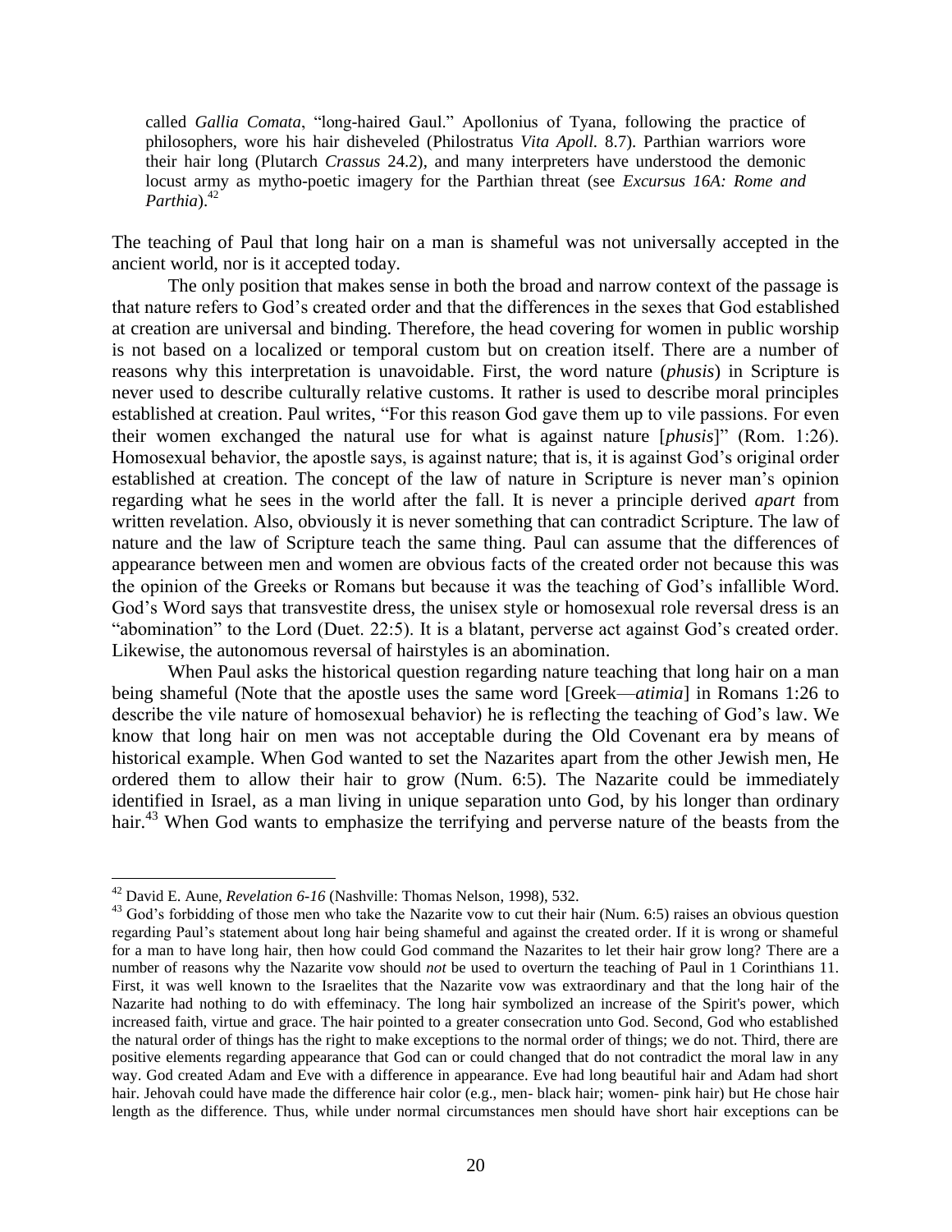> called *Gallia Comata*, "long-haired Gaul." Apollonius of Tyana, following the practice of philosophers, wore his hair disheveled (Philostratus *Vita Apoll.* 8.7). Parthian warriors wore their hair long (Plutarch *Crassus* 24.2), and many interpreters have understood the demonic locust army as mytho-poetic imagery for the Parthian threat (see *Excursus 16A: Rome and Parthia*).[42]

The teaching of Paul that long hair on a man is shameful was not universally accepted in the ancient world, nor is it accepted today.

The only position that makes sense in both the broad and narrow context of the passage is that nature refers to God's created order and that the differences in the sexes that God established at creation are universal and binding. Therefore, the head covering for women in public worship is not based on a localized or temporal custom but on creation itself. There are a number of reasons why this interpretation is unavoidable. First, the word nature (*phusis*) in Scripture is never used to describe culturally relative customs. It rather is used to describe moral principles established at creation. Paul writes, "For this reason God gave them up to vile passions. For even their women exchanged the natural use for what is against nature [*phusis*]" (Rom. 1:26). Homosexual behavior, the apostle says, is against nature; that is, it is against God's original order established at creation. The concept of the law of nature in Scripture is never man's opinion regarding what he sees in the world after the fall. It is never a principle derived *apart* from written revelation. Also, obviously it is never something that can contradict Scripture. The law of nature and the law of Scripture teach the same thing. Paul can assume that the differences of appearance between men and women are obvious facts of the created order not because this was the opinion of the Greeks or Romans but because it was the teaching of God's infallible Word. God's Word says that transvestite dress, the unisex style or homosexual role reversal dress is an "abomination" to the Lord (Duet. 22:5). It is a blatant, perverse act against God's created order. Likewise, the autonomous reversal of hairstyles is an abomination.

When Paul asks the historical question regarding nature teaching that long hair on a man being shameful (Note that the apostle uses the same word [Greek—*atimia*] in Romans 1:26 to describe the vile nature of homosexual behavior) he is reflecting the teaching of God's law. We know that long hair on men was not acceptable during the Old Covenant era by means of historical example. When God wanted to set the Nazarites apart from the other Jewish men, He ordered them to allow their hair to grow (Num. 6:5). The Nazarite could be immediately identified in Israel, as a man living in unique separation unto God, by his longer than ordinary hair.[43] When God wants to emphasize the terrifying and perverse nature of the beasts from the

---

[42] David E. Aune, *Revelation 6-16* (Nashville: Thomas Nelson, 1998), 532.

[43] God's forbidding of those men who take the Nazarite vow to cut their hair (Num. 6:5) raises an obvious question regarding Paul's statement about long hair being shameful and against the created order. If it is wrong or shameful for a man to have long hair, then how could God command the Nazarites to let their hair grow long? There are a number of reasons why the Nazarite vow should *not* be used to overturn the teaching of Paul in 1 Corinthians 11. First, it was well known to the Israelites that the Nazarite vow was extraordinary and that the long hair of the Nazarite had nothing to do with effeminacy. The long hair symbolized an increase of the Spirit's power, which increased faith, virtue and grace. The hair pointed to a greater consecration unto God. Second, God who established the natural order of things has the right to make exceptions to the normal order of things; we do not. Third, there are positive elements regarding appearance that God can or could changed that do not contradict the moral law in any way. God created Adam and Eve with a difference in appearance. Eve had long beautiful hair and Adam had short hair. Jehovah could have made the difference hair color (e.g., men- black hair; women- pink hair) but He chose hair length as the difference. Thus, while under normal circumstances men should have short hair exceptions can be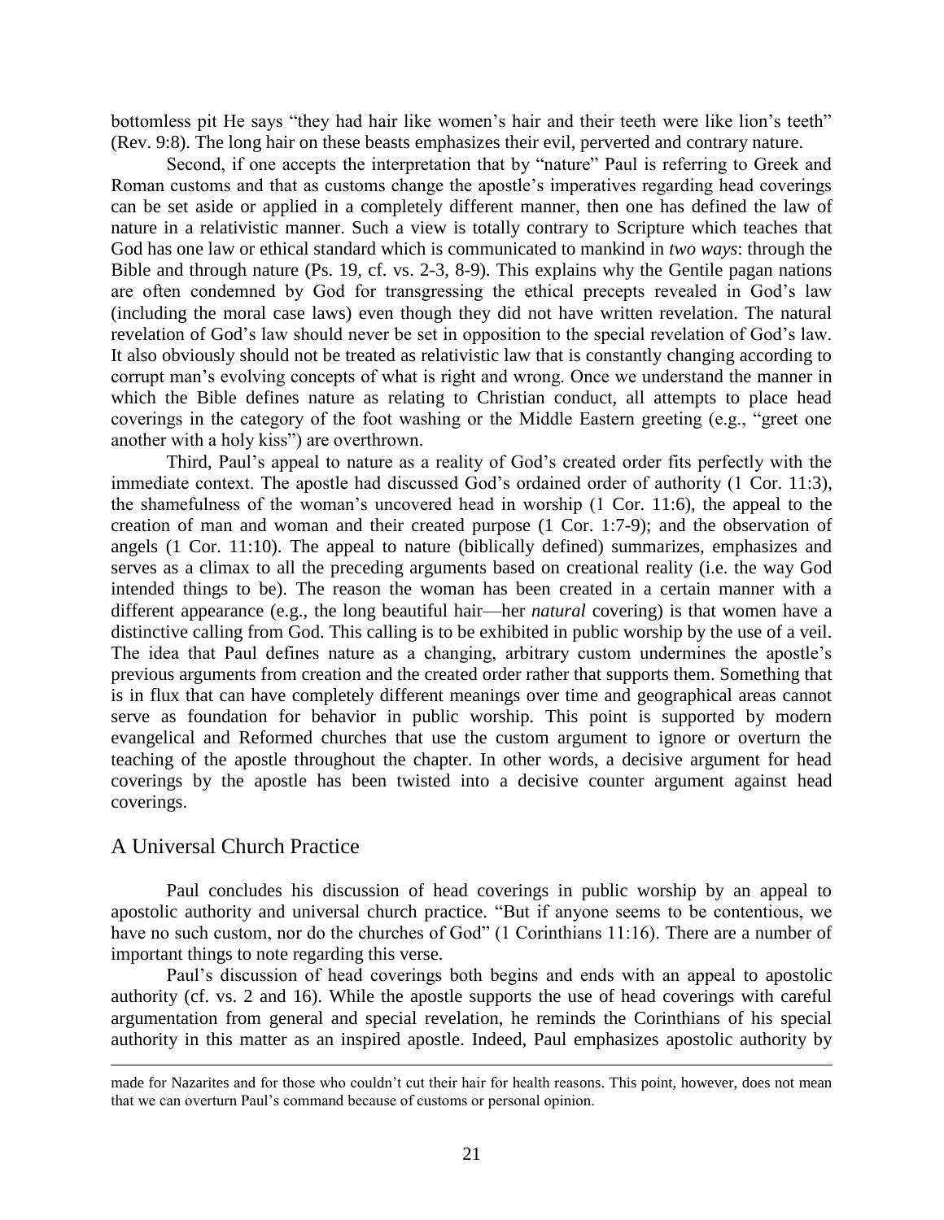bottomless pit He says "they had hair like women's hair and their teeth were like lion's teeth" (Rev. 9:8). The long hair on these beasts emphasizes their evil, perverted and contrary nature.

Second, if one accepts the interpretation that by "nature" Paul is referring to Greek and Roman customs and that as customs change the apostle's imperatives regarding head coverings can be set aside or applied in a completely different manner, then one has defined the law of nature in a relativistic manner. Such a view is totally contrary to Scripture which teaches that God has one law or ethical standard which is communicated to mankind in *two ways*: through the Bible and through nature (Ps. 19, cf. vs. 2-3, 8-9). This explains why the Gentile pagan nations are often condemned by God for transgressing the ethical precepts revealed in God's law (including the moral case laws) even though they did not have written revelation. The natural revelation of God's law should never be set in opposition to the special revelation of God's law. It also obviously should not be treated as relativistic law that is constantly changing according to corrupt man's evolving concepts of what is right and wrong. Once we understand the manner in which the Bible defines nature as relating to Christian conduct, all attempts to place head coverings in the category of the foot washing or the Middle Eastern greeting (e.g., "greet one another with a holy kiss") are overthrown.

Third, Paul's appeal to nature as a reality of God's created order fits perfectly with the immediate context. The apostle had discussed God's ordained order of authority (1 Cor. 11:3), the shamefulness of the woman's uncovered head in worship (1 Cor. 11:6), the appeal to the creation of man and woman and their created purpose (1 Cor. 1:7-9); and the observation of angels (1 Cor. 11:10). The appeal to nature (biblically defined) summarizes, emphasizes and serves as a climax to all the preceding arguments based on creational reality (i.e. the way God intended things to be). The reason the woman has been created in a certain manner with a different appearance (e.g., the long beautiful hair—her *natural* covering) is that women have a distinctive calling from God. This calling is to be exhibited in public worship by the use of a veil. The idea that Paul defines nature as a changing, arbitrary custom undermines the apostle's previous arguments from creation and the created order rather that supports them. Something that is in flux that can have completely different meanings over time and geographical areas cannot serve as foundation for behavior in public worship. This point is supported by modern evangelical and Reformed churches that use the custom argument to ignore or overturn the teaching of the apostle throughout the chapter. In other words, a decisive argument for head coverings by the apostle has been twisted into a decisive counter argument against head coverings.

## A Universal Church Practice

Paul concludes his discussion of head coverings in public worship by an appeal to apostolic authority and universal church practice. "But if anyone seems to be contentious, we have no such custom, nor do the churches of God" (1 Corinthians 11:16). There are a number of important things to note regarding this verse.

Paul's discussion of head coverings both begins and ends with an appeal to apostolic authority (cf. vs. 2 and 16). While the apostle supports the use of head coverings with careful argumentation from general and special revelation, he reminds the Corinthians of his special authority in this matter as an inspired apostle. Indeed, Paul emphasizes apostolic authority by

---

made for Nazarites and for those who couldn't cut their hair for health reasons. This point, however, does not mean that we can overturn Paul's command because of customs or personal opinion.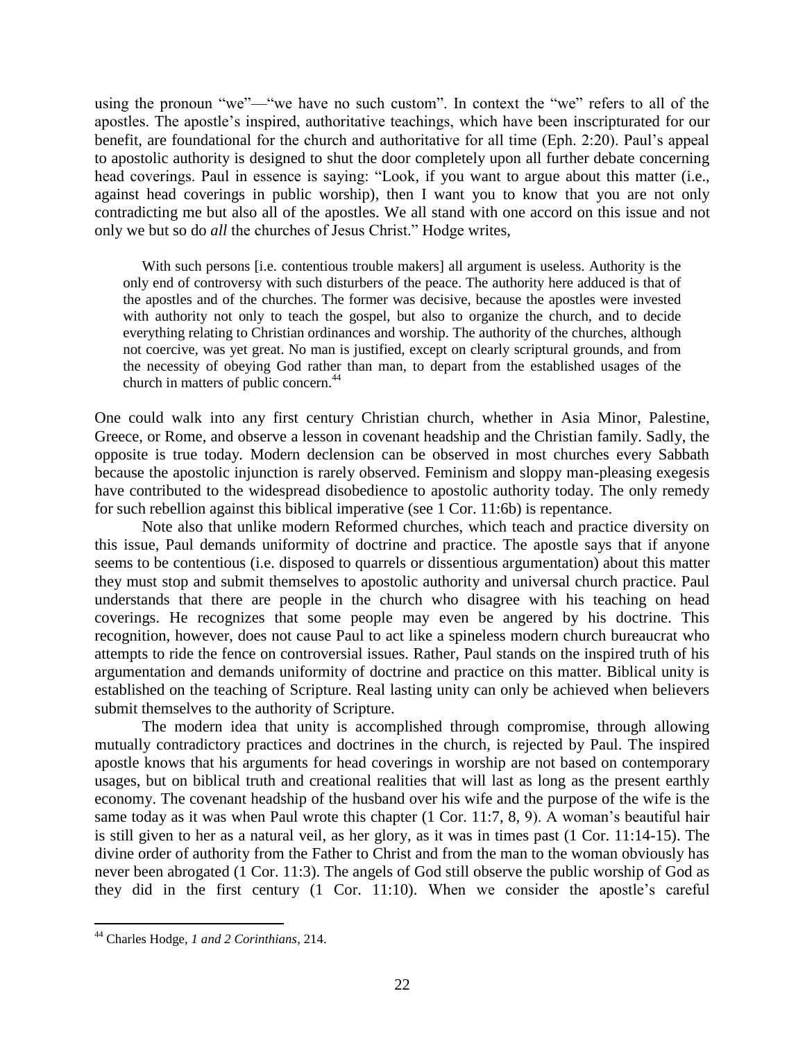using the pronoun "we"—"we have no such custom". In context the "we" refers to all of the apostles. The apostle's inspired, authoritative teachings, which have been inscripturated for our benefit, are foundational for the church and authoritative for all time (Eph. 2:20). Paul's appeal to apostolic authority is designed to shut the door completely upon all further debate concerning head coverings. Paul in essence is saying: "Look, if you want to argue about this matter (i.e., against head coverings in public worship), then I want you to know that you are not only contradicting me but also all of the apostles. We all stand with one accord on this issue and not only we but so do *all* the churches of Jesus Christ." Hodge writes,

> With such persons [i.e. contentious trouble makers] all argument is useless. Authority is the only end of controversy with such disturbers of the peace. The authority here adduced is that of the apostles and of the churches. The former was decisive, because the apostles were invested with authority not only to teach the gospel, but also to organize the church, and to decide everything relating to Christian ordinances and worship. The authority of the churches, although not coercive, was yet great. No man is justified, except on clearly scriptural grounds, and from the necessity of obeying God rather than man, to depart from the established usages of the church in matters of public concern.[44]

One could walk into any first century Christian church, whether in Asia Minor, Palestine, Greece, or Rome, and observe a lesson in covenant headship and the Christian family. Sadly, the opposite is true today. Modern declension can be observed in most churches every Sabbath because the apostolic injunction is rarely observed. Feminism and sloppy man-pleasing exegesis have contributed to the widespread disobedience to apostolic authority today. The only remedy for such rebellion against this biblical imperative (see 1 Cor. 11:6b) is repentance.

Note also that unlike modern Reformed churches, which teach and practice diversity on this issue, Paul demands uniformity of doctrine and practice. The apostle says that if anyone seems to be contentious (i.e. disposed to quarrels or dissentious argumentation) about this matter they must stop and submit themselves to apostolic authority and universal church practice. Paul understands that there are people in the church who disagree with his teaching on head coverings. He recognizes that some people may even be angered by his doctrine. This recognition, however, does not cause Paul to act like a spineless modern church bureaucrat who attempts to ride the fence on controversial issues. Rather, Paul stands on the inspired truth of his argumentation and demands uniformity of doctrine and practice on this matter. Biblical unity is established on the teaching of Scripture. Real lasting unity can only be achieved when believers submit themselves to the authority of Scripture.

The modern idea that unity is accomplished through compromise, through allowing mutually contradictory practices and doctrines in the church, is rejected by Paul. The inspired apostle knows that his arguments for head coverings in worship are not based on contemporary usages, but on biblical truth and creational realities that will last as long as the present earthly economy. The covenant headship of the husband over his wife and the purpose of the wife is the same today as it was when Paul wrote this chapter (1 Cor. 11:7, 8, 9). A woman's beautiful hair is still given to her as a natural veil, as her glory, as it was in times past (1 Cor. 11:14-15). The divine order of authority from the Father to Christ and from the man to the woman obviously has never been abrogated (1 Cor. 11:3). The angels of God still observe the public worship of God as they did in the first century (1 Cor. 11:10). When we consider the apostle's careful

[44] Charles Hodge, *1 and 2 Corinthians*, 214.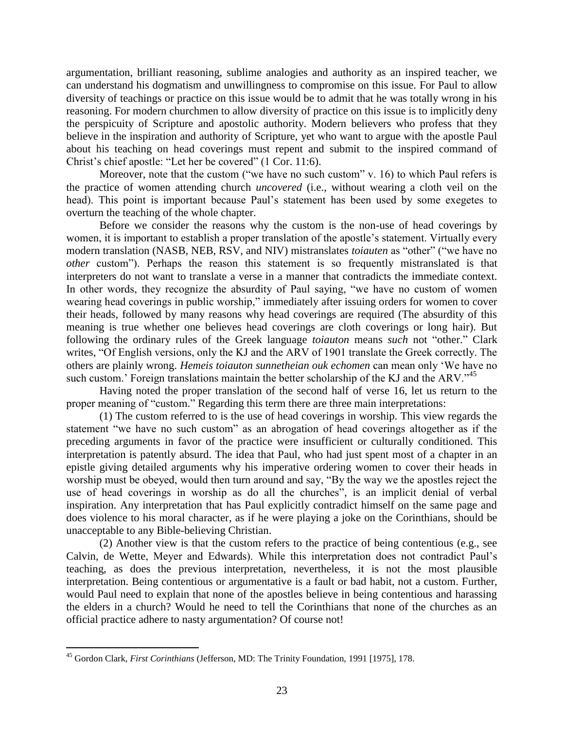argumentation, brilliant reasoning, sublime analogies and authority as an inspired teacher, we can understand his dogmatism and unwillingness to compromise on this issue. For Paul to allow diversity of teachings or practice on this issue would be to admit that he was totally wrong in his reasoning. For modern churchmen to allow diversity of practice on this issue is to implicitly deny the perspicuity of Scripture and apostolic authority. Modern believers who profess that they believe in the inspiration and authority of Scripture, yet who want to argue with the apostle Paul about his teaching on head coverings must repent and submit to the inspired command of Christ's chief apostle: "Let her be covered" (1 Cor. 11:6).

Moreover, note that the custom ("we have no such custom" v. 16) to which Paul refers is the practice of women attending church *uncovered* (i.e., without wearing a cloth veil on the head). This point is important because Paul's statement has been used by some exegetes to overturn the teaching of the whole chapter.

Before we consider the reasons why the custom is the non-use of head coverings by women, it is important to establish a proper translation of the apostle's statement. Virtually every modern translation (NASB, NEB, RSV, and NIV) mistranslates *toiauten* as "other" ("we have no *other* custom"). Perhaps the reason this statement is so frequently mistranslated is that interpreters do not want to translate a verse in a manner that contradicts the immediate context. In other words, they recognize the absurdity of Paul saying, "we have no custom of women wearing head coverings in public worship," immediately after issuing orders for women to cover their heads, followed by many reasons why head coverings are required (The absurdity of this meaning is true whether one believes head coverings are cloth coverings or long hair). But following the ordinary rules of the Greek language *toiauton* means *such* not "other." Clark writes, "Of English versions, only the KJ and the ARV of 1901 translate the Greek correctly. The others are plainly wrong. *Hemeis toiauton sunnetheian ouk echomen* can mean only 'We have no such custom.' Foreign translations maintain the better scholarship of the KJ and the ARV."[45]

Having noted the proper translation of the second half of verse 16, let us return to the proper meaning of "custom." Regarding this term there are three main interpretations:

(1) The custom referred to is the use of head coverings in worship. This view regards the statement "we have no such custom" as an abrogation of head coverings altogether as if the preceding arguments in favor of the practice were insufficient or culturally conditioned. This interpretation is patently absurd. The idea that Paul, who had just spent most of a chapter in an epistle giving detailed arguments why his imperative ordering women to cover their heads in worship must be obeyed, would then turn around and say, "By the way we the apostles reject the use of head coverings in worship as do all the churches", is an implicit denial of verbal inspiration. Any interpretation that has Paul explicitly contradict himself on the same page and does violence to his moral character, as if he were playing a joke on the Corinthians, should be unacceptable to any Bible-believing Christian.

(2) Another view is that the custom refers to the practice of being contentious (e.g., see Calvin, de Wette, Meyer and Edwards). While this interpretation does not contradict Paul's teaching, as does the previous interpretation, nevertheless, it is not the most plausible interpretation. Being contentious or argumentative is a fault or bad habit, not a custom. Further, would Paul need to explain that none of the apostles believe in being contentious and harassing the elders in a church? Would he need to tell the Corinthians that none of the churches as an official practice adhere to nasty argumentation? Of course not!

---

[45] Gordon Clark, *First Corinthians* (Jefferson, MD: The Trinity Foundation, 1991 [1975], 178.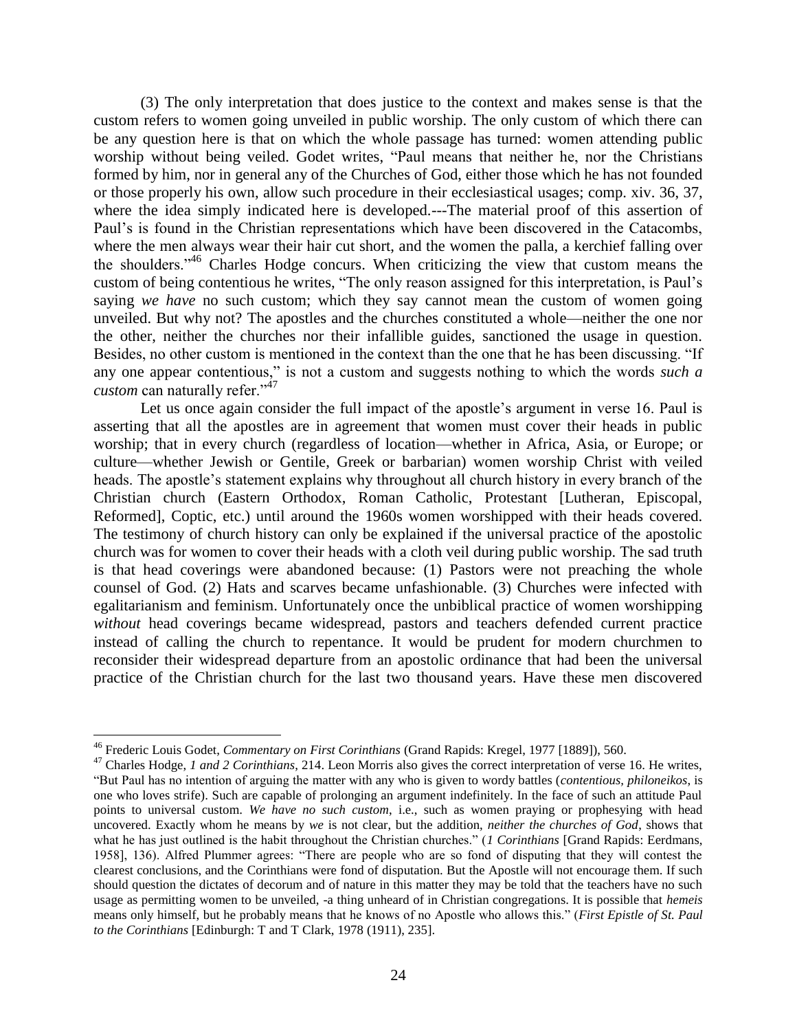(3) The only interpretation that does justice to the context and makes sense is that the custom refers to women going unveiled in public worship. The only custom of which there can be any question here is that on which the whole passage has turned: women attending public worship without being veiled. Godet writes, "Paul means that neither he, nor the Christians formed by him, nor in general any of the Churches of God, either those which he has not founded or those properly his own, allow such procedure in their ecclesiastical usages; comp. xiv. 36, 37, where the idea simply indicated here is developed.---The material proof of this assertion of Paul's is found in the Christian representations which have been discovered in the Catacombs, where the men always wear their hair cut short, and the women the palla, a kerchief falling over the shoulders."[46] Charles Hodge concurs. When criticizing the view that custom means the custom of being contentious he writes, "The only reason assigned for this interpretation, is Paul's saying *we have* no such custom; which they say cannot mean the custom of women going unveiled. But why not? The apostles and the churches constituted a whole—neither the one nor the other, neither the churches nor their infallible guides, sanctioned the usage in question. Besides, no other custom is mentioned in the context than the one that he has been discussing. "If any one appear contentious," is not a custom and suggests nothing to which the words *such a custom* can naturally refer."[47]

Let us once again consider the full impact of the apostle's argument in verse 16. Paul is asserting that all the apostles are in agreement that women must cover their heads in public worship; that in every church (regardless of location—whether in Africa, Asia, or Europe; or culture—whether Jewish or Gentile, Greek or barbarian) women worship Christ with veiled heads. The apostle's statement explains why throughout all church history in every branch of the Christian church (Eastern Orthodox, Roman Catholic, Protestant [Lutheran, Episcopal, Reformed], Coptic, etc.) until around the 1960s women worshipped with their heads covered. The testimony of church history can only be explained if the universal practice of the apostolic church was for women to cover their heads with a cloth veil during public worship. The sad truth is that head coverings were abandoned because: (1) Pastors were not preaching the whole counsel of God. (2) Hats and scarves became unfashionable. (3) Churches were infected with egalitarianism and feminism. Unfortunately once the unbiblical practice of women worshipping *without* head coverings became widespread, pastors and teachers defended current practice instead of calling the church to repentance. It would be prudent for modern churchmen to reconsider their widespread departure from an apostolic ordinance that had been the universal practice of the Christian church for the last two thousand years. Have these men discovered

---

[46] Frederic Louis Godet, *Commentary on First Corinthians* (Grand Rapids: Kregel, 1977 [1889]), 560.

[47] Charles Hodge, *1 and 2 Corinthians*, 214. Leon Morris also gives the correct interpretation of verse 16. He writes, "But Paul has no intention of arguing the matter with any who is given to wordy battles (*contentious, philoneikos*, is one who loves strife). Such are capable of prolonging an argument indefinitely. In the face of such an attitude Paul points to universal custom. *We have no such custom*, i.e., such as women praying or prophesying with head uncovered. Exactly whom he means by *we* is not clear, but the addition, *neither the churches of God*, shows that what he has just outlined is the habit throughout the Christian churches." (*1 Corinthians* [Grand Rapids: Eerdmans, 1958], 136). Alfred Plummer agrees: "There are people who are so fond of disputing that they will contest the clearest conclusions, and the Corinthians were fond of disputation. But the Apostle will not encourage them. If such should question the dictates of decorum and of nature in this matter they may be told that the teachers have no such usage as permitting women to be unveiled, -a thing unheard of in Christian congregations. It is possible that *hemeis* means only himself, but he probably means that he knows of no Apostle who allows this." (*First Epistle of St. Paul to the Corinthians* [Edinburgh: T and T Clark, 1978 (1911), 235].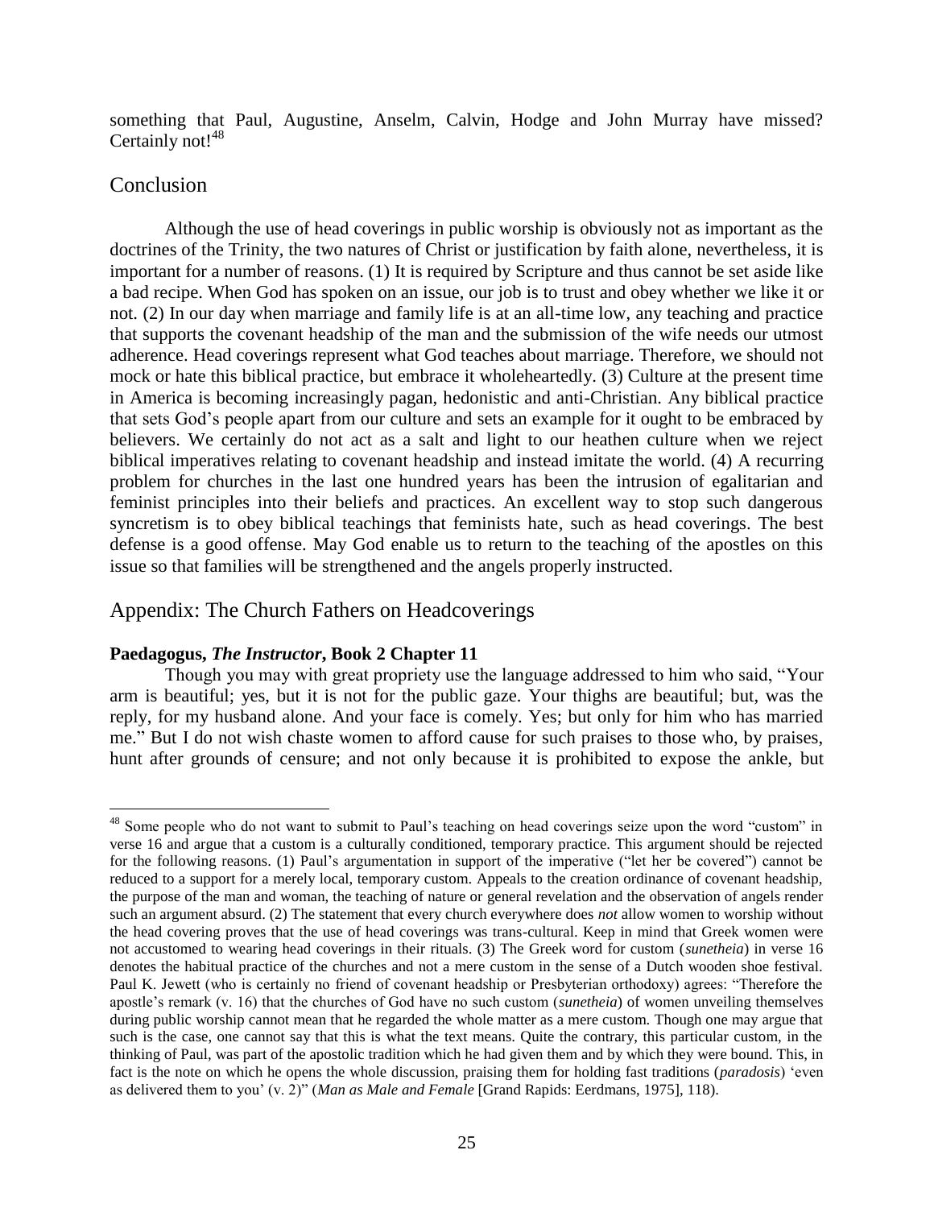something that Paul, Augustine, Anselm, Calvin, Hodge and John Murray have missed? Certainly not![48]

## Conclusion

Although the use of head coverings in public worship is obviously not as important as the doctrines of the Trinity, the two natures of Christ or justification by faith alone, nevertheless, it is important for a number of reasons. (1) It is required by Scripture and thus cannot be set aside like a bad recipe. When God has spoken on an issue, our job is to trust and obey whether we like it or not. (2) In our day when marriage and family life is at an all-time low, any teaching and practice that supports the covenant headship of the man and the submission of the wife needs our utmost adherence. Head coverings represent what God teaches about marriage. Therefore, we should not mock or hate this biblical practice, but embrace it wholeheartedly. (3) Culture at the present time in America is becoming increasingly pagan, hedonistic and anti-Christian. Any biblical practice that sets God's people apart from our culture and sets an example for it ought to be embraced by believers. We certainly do not act as a salt and light to our heathen culture when we reject biblical imperatives relating to covenant headship and instead imitate the world. (4) A recurring problem for churches in the last one hundred years has been the intrusion of egalitarian and feminist principles into their beliefs and practices. An excellent way to stop such dangerous syncretism is to obey biblical teachings that feminists hate, such as head coverings. The best defense is a good offense. May God enable us to return to the teaching of the apostles on this issue so that families will be strengthened and the angels properly instructed.

## Appendix: The Church Fathers on Headcoverings

**Paedagogus, *The Instructor*, Book 2 Chapter 11**

Though you may with great propriety use the language addressed to him who said, "Your arm is beautiful; yes, but it is not for the public gaze. Your thighs are beautiful; but, was the reply, for my husband alone. And your face is comely. Yes; but only for him who has married me." But I do not wish chaste women to afford cause for such praises to those who, by praises, hunt after grounds of censure; and not only because it is prohibited to expose the ankle, but

---

[48] Some people who do not want to submit to Paul's teaching on head coverings seize upon the word "custom" in verse 16 and argue that a custom is a culturally conditioned, temporary practice. This argument should be rejected for the following reasons. (1) Paul's argumentation in support of the imperative ("let her be covered") cannot be reduced to a support for a merely local, temporary custom. Appeals to the creation ordinance of covenant headship, the purpose of the man and woman, the teaching of nature or general revelation and the observation of angels render such an argument absurd. (2) The statement that every church everywhere does *not* allow women to worship without the head covering proves that the use of head coverings was trans-cultural. Keep in mind that Greek women were not accustomed to wearing head coverings in their rituals. (3) The Greek word for custom (*sunetheia*) in verse 16 denotes the habitual practice of the churches and not a mere custom in the sense of a Dutch wooden shoe festival. Paul K. Jewett (who is certainly no friend of covenant headship or Presbyterian orthodoxy) agrees: "Therefore the apostle's remark (v. 16) that the churches of God have no such custom (*sunetheia*) of women unveiling themselves during public worship cannot mean that he regarded the whole matter as a mere custom. Though one may argue that such is the case, one cannot say that this is what the text means. Quite the contrary, this particular custom, in the thinking of Paul, was part of the apostolic tradition which he had given them and by which they were bound. This, in fact is the note on which he opens the whole discussion, praising them for holding fast traditions (*paradosis*) 'even as delivered them to you' (v. 2)" (*Man as Male and Female* [Grand Rapids: Eerdmans, 1975], 118).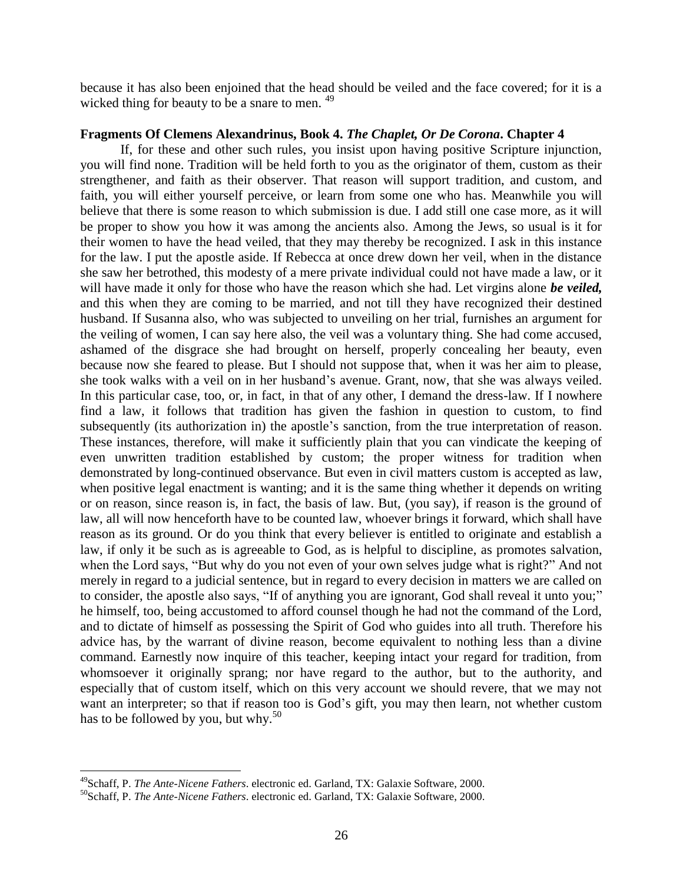because it has also been enjoined that the head should be veiled and the face covered; for it is a wicked thing for beauty to be a snare to men. [49]

**Fragments Of Clemens Alexandrinus, Book 4. *The Chaplet, Or De Corona*. Chapter 4**

If, for these and other such rules, you insist upon having positive Scripture injunction, you will find none. Tradition will be held forth to you as the originator of them, custom as their strengthener, and faith as their observer. That reason will support tradition, and custom, and faith, you will either yourself perceive, or learn from some one who has. Meanwhile you will believe that there is some reason to which submission is due. I add still one case more, as it will be proper to show you how it was among the ancients also. Among the Jews, so usual is it for their women to have the head veiled, that they may thereby be recognized. I ask in this instance for the law. I put the apostle aside. If Rebecca at once drew down her veil, when in the distance she saw her betrothed, this modesty of a mere private individual could not have made a law, or it will have made it only for those who have the reason which she had. Let virgins alone ***be veiled,*** and this when they are coming to be married, and not till they have recognized their destined husband. If Susanna also, who was subjected to unveiling on her trial, furnishes an argument for the veiling of women, I can say here also, the veil was a voluntary thing. She had come accused, ashamed of the disgrace she had brought on herself, properly concealing her beauty, even because now she feared to please. But I should not suppose that, when it was her aim to please, she took walks with a veil on in her husband's avenue. Grant, now, that she was always veiled. In this particular case, too, or, in fact, in that of any other, I demand the dress-law. If I nowhere find a law, it follows that tradition has given the fashion in question to custom, to find subsequently (its authorization in) the apostle's sanction, from the true interpretation of reason. These instances, therefore, will make it sufficiently plain that you can vindicate the keeping of even unwritten tradition established by custom; the proper witness for tradition when demonstrated by long-continued observance. But even in civil matters custom is accepted as law, when positive legal enactment is wanting; and it is the same thing whether it depends on writing or on reason, since reason is, in fact, the basis of law. But, (you say), if reason is the ground of law, all will now henceforth have to be counted law, whoever brings it forward, which shall have reason as its ground. Or do you think that every believer is entitled to originate and establish a law, if only it be such as is agreeable to God, as is helpful to discipline, as promotes salvation, when the Lord says, "But why do you not even of your own selves judge what is right?" And not merely in regard to a judicial sentence, but in regard to every decision in matters we are called on to consider, the apostle also says, "If of anything you are ignorant, God shall reveal it unto you;" he himself, too, being accustomed to afford counsel though he had not the command of the Lord, and to dictate of himself as possessing the Spirit of God who guides into all truth. Therefore his advice has, by the warrant of divine reason, become equivalent to nothing less than a divine command. Earnestly now inquire of this teacher, keeping intact your regard for tradition, from whomsoever it originally sprang; nor have regard to the author, but to the authority, and especially that of custom itself, which on this very account we should revere, that we may not want an interpreter; so that if reason too is God's gift, you may then learn, not whether custom has to be followed by you, but why.[50]

---

[49] Schaff, P. *The Ante-Nicene Fathers*. electronic ed. Garland, TX: Galaxie Software, 2000.

[50] Schaff, P. *The Ante-Nicene Fathers*. electronic ed. Garland, TX: Galaxie Software, 2000.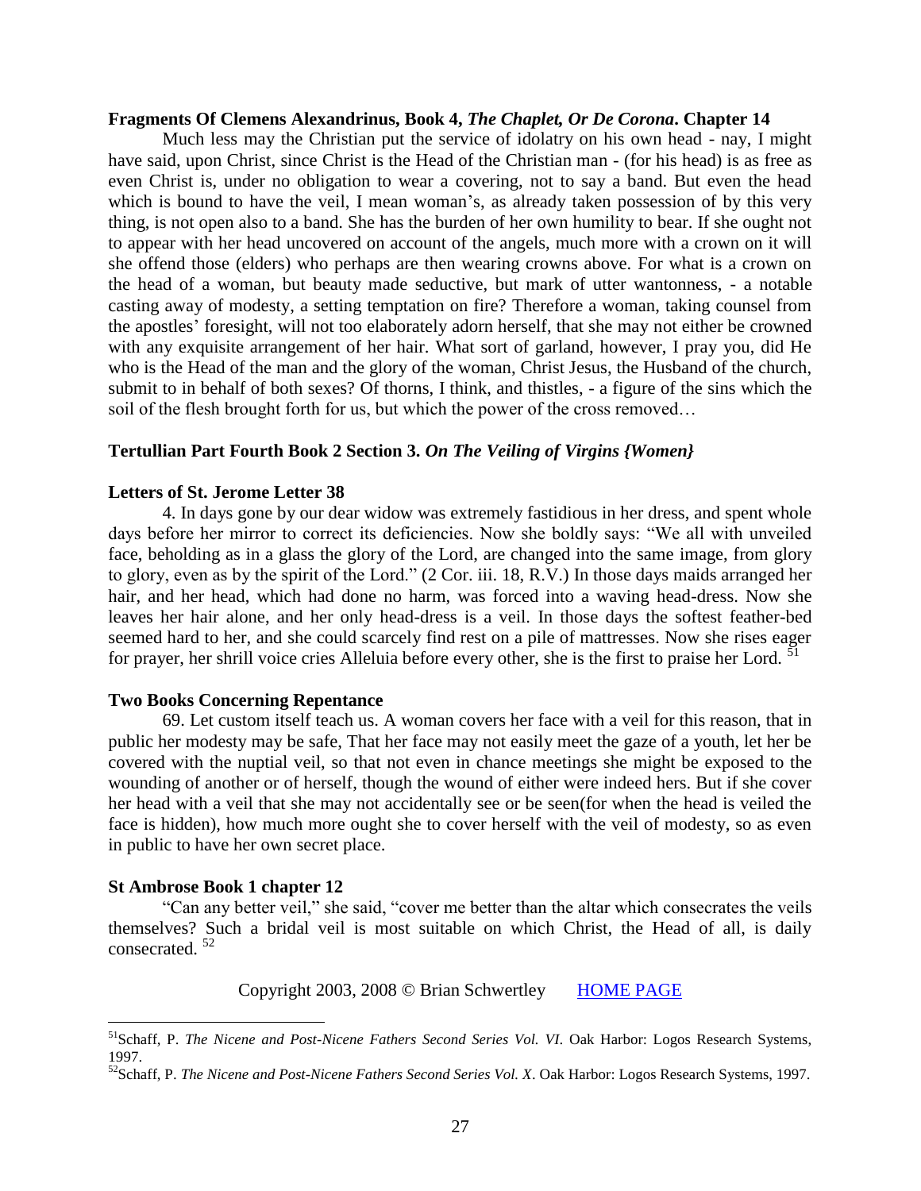**Fragments Of Clemens Alexandrinus, Book 4, *The Chaplet, Or De Corona*. Chapter 14**

Much less may the Christian put the service of idolatry on his own head - nay, I might have said, upon Christ, since Christ is the Head of the Christian man - (for his head) is as free as even Christ is, under no obligation to wear a covering, not to say a band. But even the head which is bound to have the veil, I mean woman's, as already taken possession of by this very thing, is not open also to a band. She has the burden of her own humility to bear. If she ought not to appear with her head uncovered on account of the angels, much more with a crown on it will she offend those (elders) who perhaps are then wearing crowns above. For what is a crown on the head of a woman, but beauty made seductive, but mark of utter wantonness, - a notable casting away of modesty, a setting temptation on fire? Therefore a woman, taking counsel from the apostles' foresight, will not too elaborately adorn herself, that she may not either be crowned with any exquisite arrangement of her hair. What sort of garland, however, I pray you, did He who is the Head of the man and the glory of the woman, Christ Jesus, the Husband of the church, submit to in behalf of both sexes? Of thorns, I think, and thistles, - a figure of the sins which the soil of the flesh brought forth for us, but which the power of the cross removed…

**Tertullian Part Fourth Book 2 Section 3. *On The Veiling of Virgins {Women}***

**Letters of St. Jerome Letter 38**

4. In days gone by our dear widow was extremely fastidious in her dress, and spent whole days before her mirror to correct its deficiencies. Now she boldly says: "We all with unveiled face, beholding as in a glass the glory of the Lord, are changed into the same image, from glory to glory, even as by the spirit of the Lord." (2 Cor. iii. 18, R.V.) In those days maids arranged her hair, and her head, which had done no harm, was forced into a waving head-dress. Now she leaves her hair alone, and her only head-dress is a veil. In those days the softest feather-bed seemed hard to her, and she could scarcely find rest on a pile of mattresses. Now she rises eager for prayer, her shrill voice cries Alleluia before every other, she is the first to praise her Lord. [51]

**Two Books Concerning Repentance**

69. Let custom itself teach us. A woman covers her face with a veil for this reason, that in public her modesty may be safe, That her face may not easily meet the gaze of a youth, let her be covered with the nuptial veil, so that not even in chance meetings she might be exposed to the wounding of another or of herself, though the wound of either were indeed hers. But if she cover her head with a veil that she may not accidentally see or be seen(for when the head is veiled the face is hidden), how much more ought she to cover herself with the veil of modesty, so as even in public to have her own secret place.

**St Ambrose Book 1 chapter 12**

"Can any better veil," she said, "cover me better than the altar which consecrates the veils themselves? Such a bridal veil is most suitable on which Christ, the Head of all, is daily consecrated. [52]

Copyright 2003, 2008 © Brian Schwertley HOME PAGE

---

[51] Schaff, P. *The Nicene and Post-Nicene Fathers Second Series Vol. VI*. Oak Harbor: Logos Research Systems, 1997.

[52] Schaff, P. *The Nicene and Post-Nicene Fathers Second Series Vol. X*. Oak Harbor: Logos Research Systems, 1997.